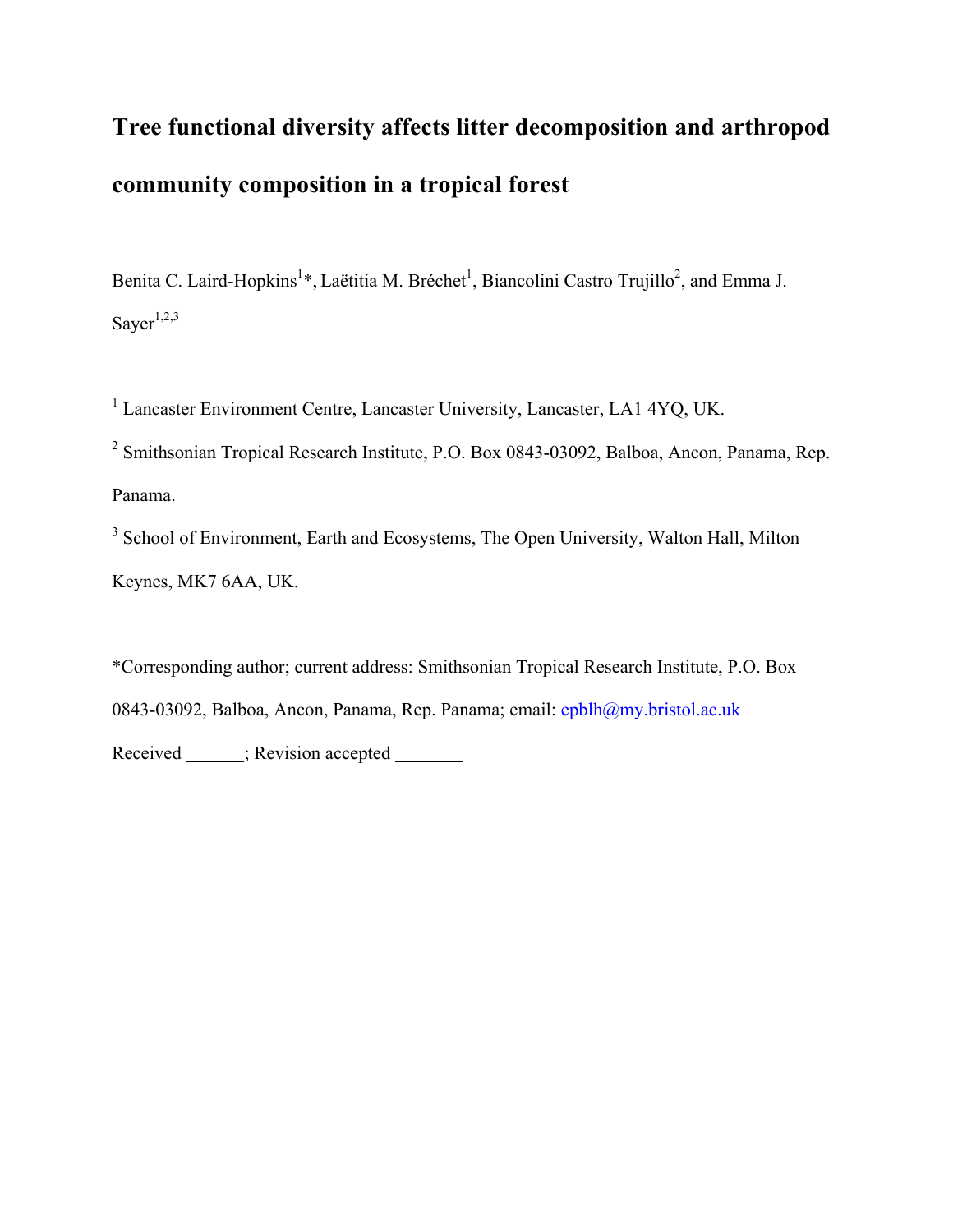# Tree functional diversity affects litter decomposition and arthropod community composition in a tropical forest

Benita C. Laird-Hopkins[1]*, Laëtitia M. Bréchet[1], Biancolini Castro Trujillo[2], and Emma J. Sayer[1,2,3]

[1] Lancaster Environment Centre, Lancaster University, Lancaster, LA1 4YQ, UK.

[2] Smithsonian Tropical Research Institute, P.O. Box 0843-03092, Balboa, Ancon, Panama, Rep. Panama.

[3] School of Environment, Earth and Ecosystems, The Open University, Walton Hall, Milton Keynes, MK7 6AA, UK.

*Corresponding author; current address: Smithsonian Tropical Research Institute, P.O. Box 0843-03092, Balboa, Ancon, Panama, Rep. Panama; email: epblh@my.bristol.ac.uk

Received ______; Revision accepted _______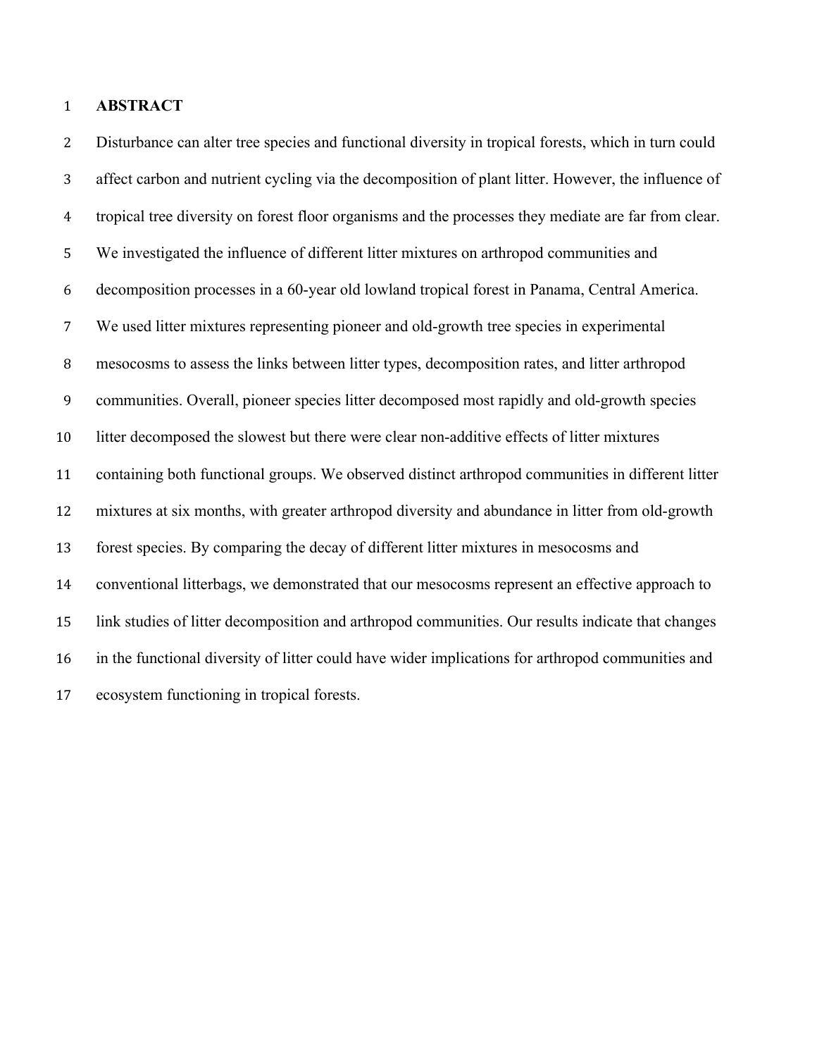# ABSTRACT

Disturbance can alter tree species and functional diversity in tropical forests, which in turn could affect carbon and nutrient cycling via the decomposition of plant litter. However, the influence of tropical tree diversity on forest floor organisms and the processes they mediate are far from clear. We investigated the influence of different litter mixtures on arthropod communities and decomposition processes in a 60-year old lowland tropical forest in Panama, Central America. We used litter mixtures representing pioneer and old-growth tree species in experimental mesocosms to assess the links between litter types, decomposition rates, and litter arthropod communities. Overall, pioneer species litter decomposed most rapidly and old-growth species litter decomposed the slowest but there were clear non-additive effects of litter mixtures containing both functional groups. We observed distinct arthropod communities in different litter mixtures at six months, with greater arthropod diversity and abundance in litter from old-growth forest species. By comparing the decay of different litter mixtures in mesocosms and conventional litterbags, we demonstrated that our mesocosms represent an effective approach to link studies of litter decomposition and arthropod communities. Our results indicate that changes in the functional diversity of litter could have wider implications for arthropod communities and ecosystem functioning in tropical forests.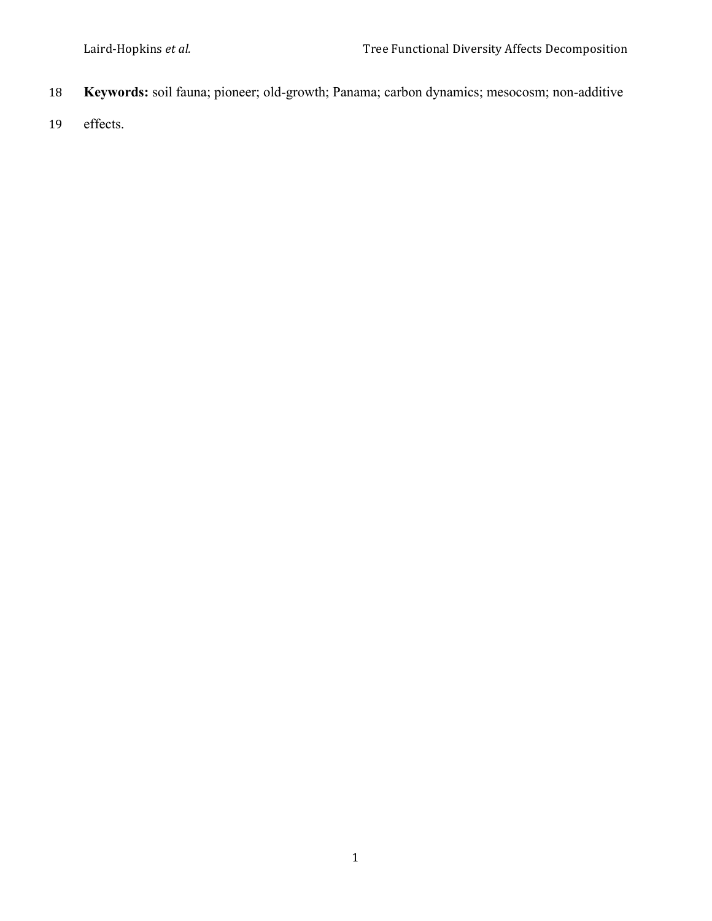**Keywords:** soil fauna; pioneer; old-growth; Panama; carbon dynamics; mesocosm; non-additive effects.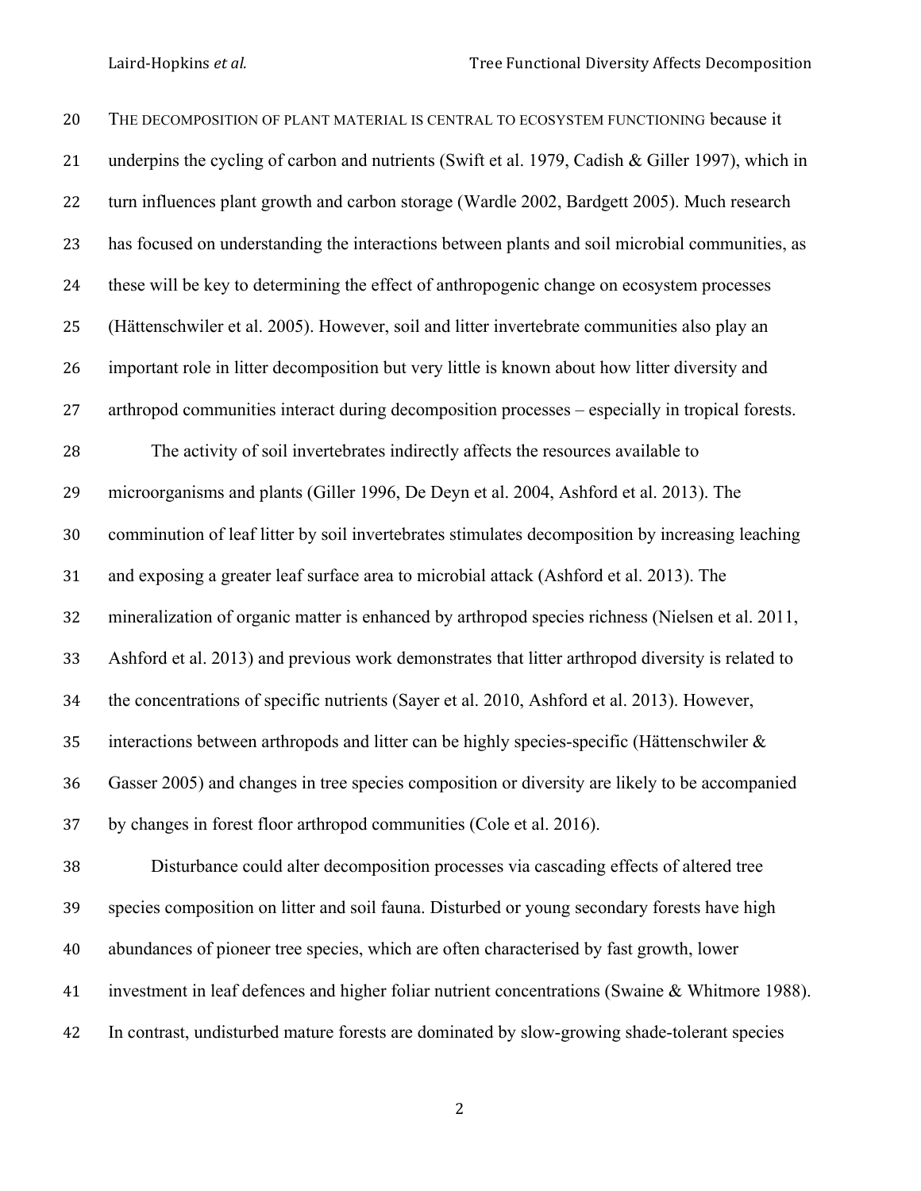THE DECOMPOSITION OF PLANT MATERIAL IS CENTRAL TO ECOSYSTEM FUNCTIONING because it underpins the cycling of carbon and nutrients (Swift et al. 1979, Cadish & Giller 1997), which in turn influences plant growth and carbon storage (Wardle 2002, Bardgett 2005). Much research has focused on understanding the interactions between plants and soil microbial communities, as these will be key to determining the effect of anthropogenic change on ecosystem processes (Hättenschwiler et al. 2005). However, soil and litter invertebrate communities also play an important role in litter decomposition but very little is known about how litter diversity and arthropod communities interact during decomposition processes – especially in tropical forests.

The activity of soil invertebrates indirectly affects the resources available to microorganisms and plants (Giller 1996, De Deyn et al. 2004, Ashford et al. 2013). The comminution of leaf litter by soil invertebrates stimulates decomposition by increasing leaching and exposing a greater leaf surface area to microbial attack (Ashford et al. 2013). The mineralization of organic matter is enhanced by arthropod species richness (Nielsen et al. 2011, Ashford et al. 2013) and previous work demonstrates that litter arthropod diversity is related to the concentrations of specific nutrients (Sayer et al. 2010, Ashford et al. 2013). However, interactions between arthropods and litter can be highly species-specific (Hättenschwiler & Gasser 2005) and changes in tree species composition or diversity are likely to be accompanied by changes in forest floor arthropod communities (Cole et al. 2016).

Disturbance could alter decomposition processes via cascading effects of altered tree species composition on litter and soil fauna. Disturbed or young secondary forests have high abundances of pioneer tree species, which are often characterised by fast growth, lower investment in leaf defences and higher foliar nutrient concentrations (Swaine & Whitmore 1988). In contrast, undisturbed mature forests are dominated by slow-growing shade-tolerant species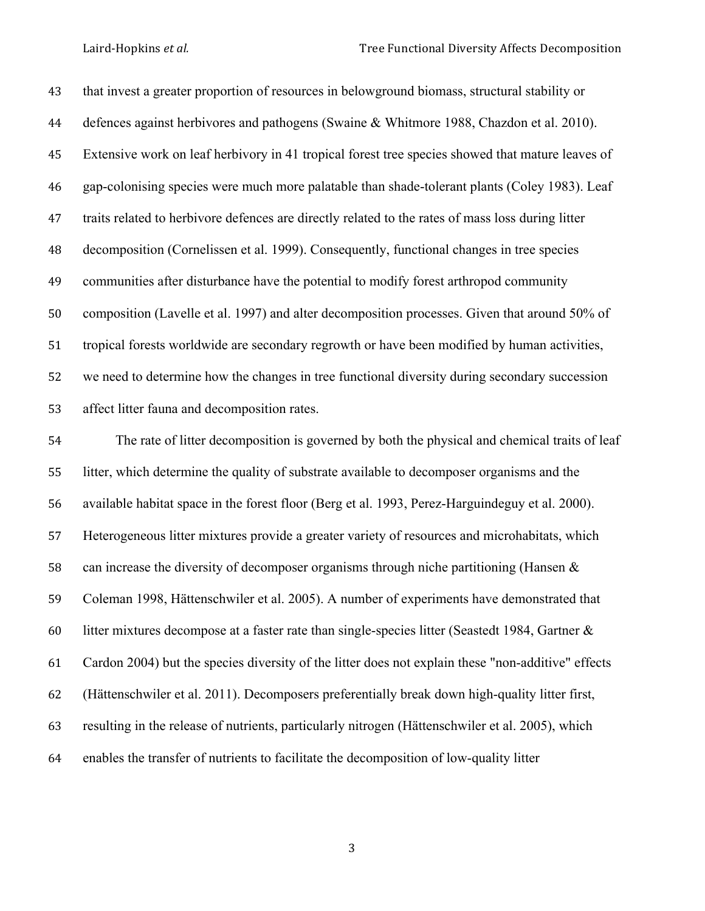that invest a greater proportion of resources in belowground biomass, structural stability or defences against herbivores and pathogens (Swaine & Whitmore 1988, Chazdon et al. 2010). Extensive work on leaf herbivory in 41 tropical forest tree species showed that mature leaves of gap-colonising species were much more palatable than shade-tolerant plants (Coley 1983). Leaf traits related to herbivore defences are directly related to the rates of mass loss during litter decomposition (Cornelissen et al. 1999). Consequently, functional changes in tree species communities after disturbance have the potential to modify forest arthropod community composition (Lavelle et al. 1997) and alter decomposition processes. Given that around 50% of tropical forests worldwide are secondary regrowth or have been modified by human activities, we need to determine how the changes in tree functional diversity during secondary succession affect litter fauna and decomposition rates.

The rate of litter decomposition is governed by both the physical and chemical traits of leaf litter, which determine the quality of substrate available to decomposer organisms and the available habitat space in the forest floor (Berg et al. 1993, Perez-Harguindeguy et al. 2000). Heterogeneous litter mixtures provide a greater variety of resources and microhabitats, which can increase the diversity of decomposer organisms through niche partitioning (Hansen & Coleman 1998, Hättenschwiler et al. 2005). A number of experiments have demonstrated that litter mixtures decompose at a faster rate than single-species litter (Seastedt 1984, Gartner & Cardon 2004) but the species diversity of the litter does not explain these "non-additive" effects (Hättenschwiler et al. 2011). Decomposers preferentially break down high-quality litter first, resulting in the release of nutrients, particularly nitrogen (Hättenschwiler et al. 2005), which enables the transfer of nutrients to facilitate the decomposition of low-quality litter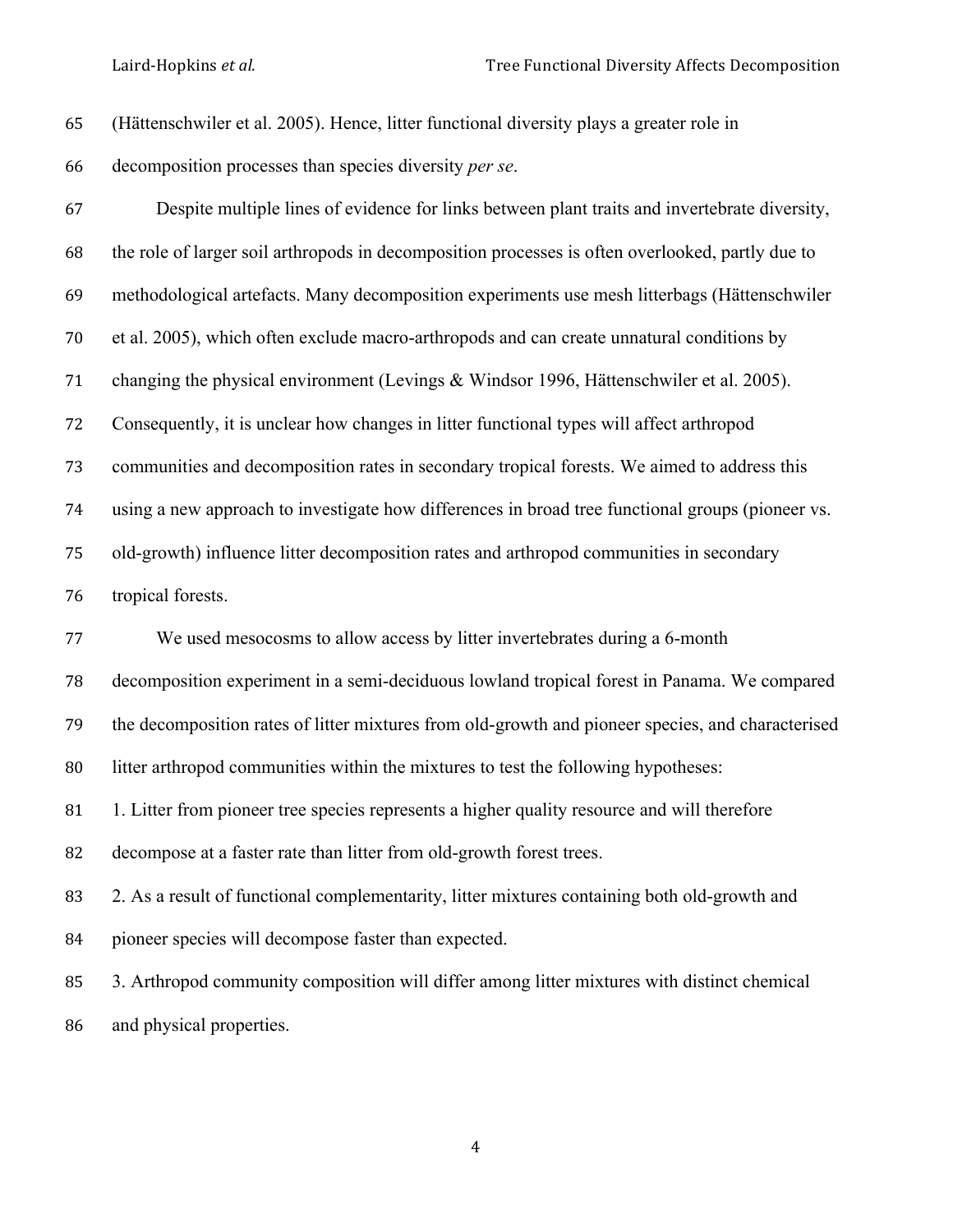(Hättenschwiler et al. 2005). Hence, litter functional diversity plays a greater role in decomposition processes than species diversity *per se*.

Despite multiple lines of evidence for links between plant traits and invertebrate diversity, the role of larger soil arthropods in decomposition processes is often overlooked, partly due to methodological artefacts. Many decomposition experiments use mesh litterbags (Hättenschwiler et al. 2005), which often exclude macro-arthropods and can create unnatural conditions by changing the physical environment (Levings & Windsor 1996, Hättenschwiler et al. 2005). Consequently, it is unclear how changes in litter functional types will affect arthropod communities and decomposition rates in secondary tropical forests. We aimed to address this using a new approach to investigate how differences in broad tree functional groups (pioneer vs. old-growth) influence litter decomposition rates and arthropod communities in secondary tropical forests.

We used mesocosms to allow access by litter invertebrates during a 6-month decomposition experiment in a semi-deciduous lowland tropical forest in Panama. We compared the decomposition rates of litter mixtures from old-growth and pioneer species, and characterised litter arthropod communities within the mixtures to test the following hypotheses:

1. Litter from pioneer tree species represents a higher quality resource and will therefore decompose at a faster rate than litter from old-growth forest trees.
2. As a result of functional complementarity, litter mixtures containing both old-growth and pioneer species will decompose faster than expected.
3. Arthropod community composition will differ among litter mixtures with distinct chemical and physical properties.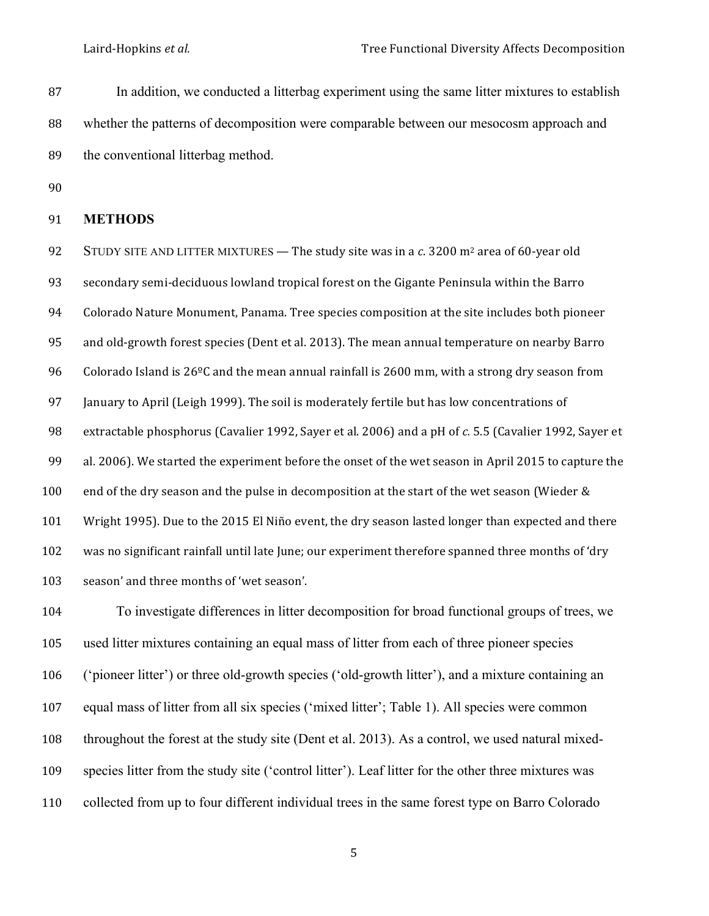In addition, we conducted a litterbag experiment using the same litter mixtures to establish whether the patterns of decomposition were comparable between our mesocosm approach and the conventional litterbag method.

## METHODS

STUDY SITE AND LITTER MIXTURES — The study site was in a *c*. 3200 m² area of 60-year old secondary semi-deciduous lowland tropical forest on the Gigante Peninsula within the Barro Colorado Nature Monument, Panama. Tree species composition at the site includes both pioneer and old-growth forest species (Dent et al. 2013). The mean annual temperature on nearby Barro Colorado Island is 26ºC and the mean annual rainfall is 2600 mm, with a strong dry season from January to April (Leigh 1999). The soil is moderately fertile but has low concentrations of extractable phosphorus (Cavalier 1992, Sayer et al. 2006) and a pH of *c.* 5.5 (Cavalier 1992, Sayer et al. 2006). We started the experiment before the onset of the wet season in April 2015 to capture the end of the dry season and the pulse in decomposition at the start of the wet season (Wieder & Wright 1995). Due to the 2015 El Niño event, the dry season lasted longer than expected and there was no significant rainfall until late June; our experiment therefore spanned three months of 'dry season' and three months of 'wet season'.

To investigate differences in litter decomposition for broad functional groups of trees, we used litter mixtures containing an equal mass of litter from each of three pioneer species ('pioneer litter') or three old-growth species ('old-growth litter'), and a mixture containing an equal mass of litter from all six species ('mixed litter'; Table 1). All species were common throughout the forest at the study site (Dent et al. 2013). As a control, we used natural mixed-species litter from the study site ('control litter'). Leaf litter for the other three mixtures was collected from up to four different individual trees in the same forest type on Barro Colorado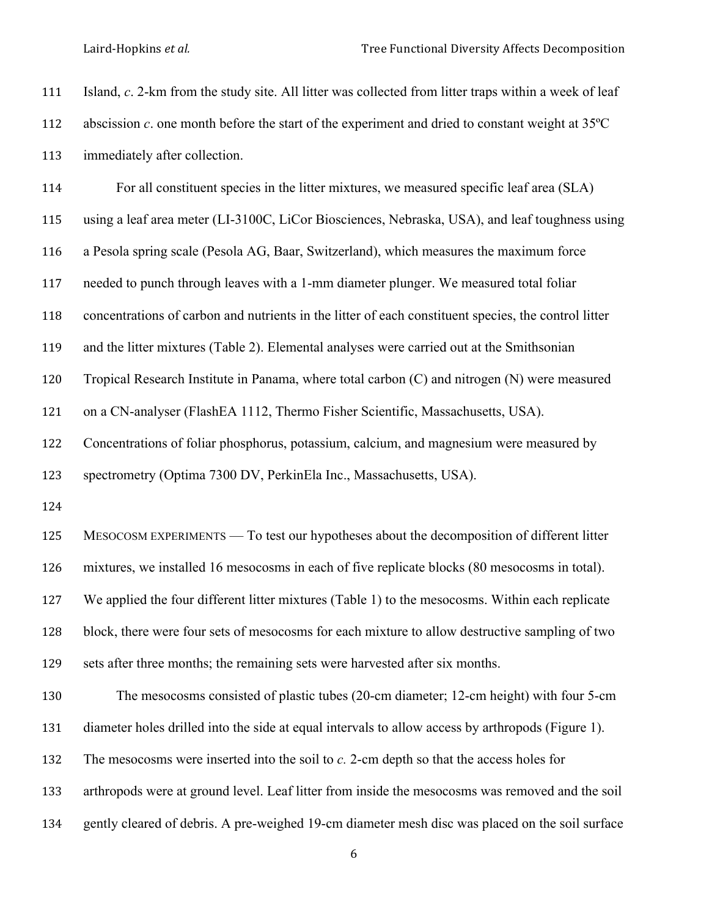Island, *c*. 2-km from the study site. All litter was collected from litter traps within a week of leaf abscission *c*. one month before the start of the experiment and dried to constant weight at 35ºC immediately after collection.

For all constituent species in the litter mixtures, we measured specific leaf area (SLA) using a leaf area meter (LI-3100C, LiCor Biosciences, Nebraska, USA), and leaf toughness using a Pesola spring scale (Pesola AG, Baar, Switzerland), which measures the maximum force needed to punch through leaves with a 1-mm diameter plunger. We measured total foliar concentrations of carbon and nutrients in the litter of each constituent species, the control litter and the litter mixtures (Table 2). Elemental analyses were carried out at the Smithsonian Tropical Research Institute in Panama, where total carbon (C) and nitrogen (N) were measured on a CN-analyser (FlashEA 1112, Thermo Fisher Scientific, Massachusetts, USA). Concentrations of foliar phosphorus, potassium, calcium, and magnesium were measured by spectrometry (Optima 7300 DV, PerkinEla Inc., Massachusetts, USA).

MESOCOSM EXPERIMENTS — To test our hypotheses about the decomposition of different litter mixtures, we installed 16 mesocosms in each of five replicate blocks (80 mesocosms in total). We applied the four different litter mixtures (Table 1) to the mesocosms. Within each replicate block, there were four sets of mesocosms for each mixture to allow destructive sampling of two sets after three months; the remaining sets were harvested after six months.

The mesocosms consisted of plastic tubes (20-cm diameter; 12-cm height) with four 5-cm diameter holes drilled into the side at equal intervals to allow access by arthropods (Figure 1). The mesocosms were inserted into the soil to *c.* 2-cm depth so that the access holes for arthropods were at ground level. Leaf litter from inside the mesocosms was removed and the soil gently cleared of debris. A pre-weighed 19-cm diameter mesh disc was placed on the soil surface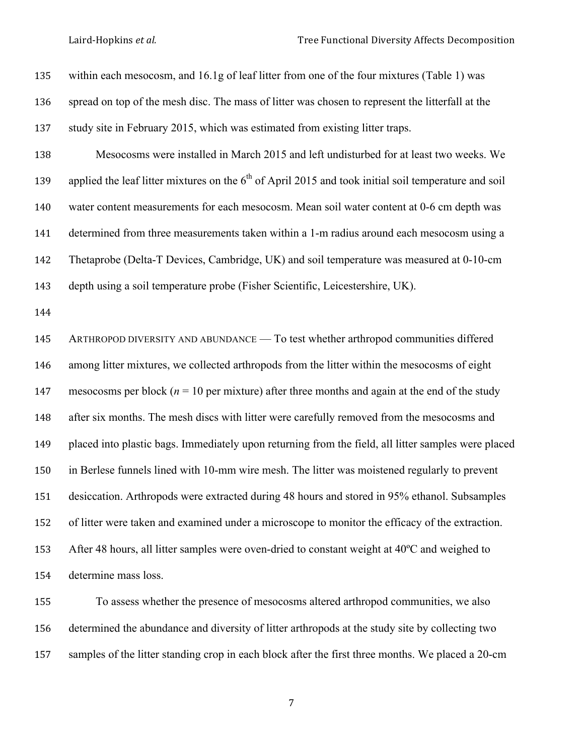within each mesocosm, and 16.1g of leaf litter from one of the four mixtures (Table 1) was spread on top of the mesh disc. The mass of litter was chosen to represent the litterfall at the study site in February 2015, which was estimated from existing litter traps.

Mesocosms were installed in March 2015 and left undisturbed for at least two weeks. We applied the leaf litter mixtures on the 6$^{th}$ of April 2015 and took initial soil temperature and soil water content measurements for each mesocosm. Mean soil water content at 0-6 cm depth was determined from three measurements taken within a 1-m radius around each mesocosm using a Thetaprobe (Delta-T Devices, Cambridge, UK) and soil temperature was measured at 0-10-cm depth using a soil temperature probe (Fisher Scientific, Leicestershire, UK).

ARTHROPOD DIVERSITY AND ABUNDANCE — To test whether arthropod communities differed among litter mixtures, we collected arthropods from the litter within the mesocosms of eight mesocosms per block ($n$ = 10 per mixture) after three months and again at the end of the study after six months. The mesh discs with litter were carefully removed from the mesocosms and placed into plastic bags. Immediately upon returning from the field, all litter samples were placed in Berlese funnels lined with 10-mm wire mesh. The litter was moistened regularly to prevent desiccation. Arthropods were extracted during 48 hours and stored in 95% ethanol. Subsamples of litter were taken and examined under a microscope to monitor the efficacy of the extraction. After 48 hours, all litter samples were oven-dried to constant weight at 40ºC and weighed to determine mass loss.

To assess whether the presence of mesocosms altered arthropod communities, we also determined the abundance and diversity of litter arthropods at the study site by collecting two samples of the litter standing crop in each block after the first three months. We placed a 20-cm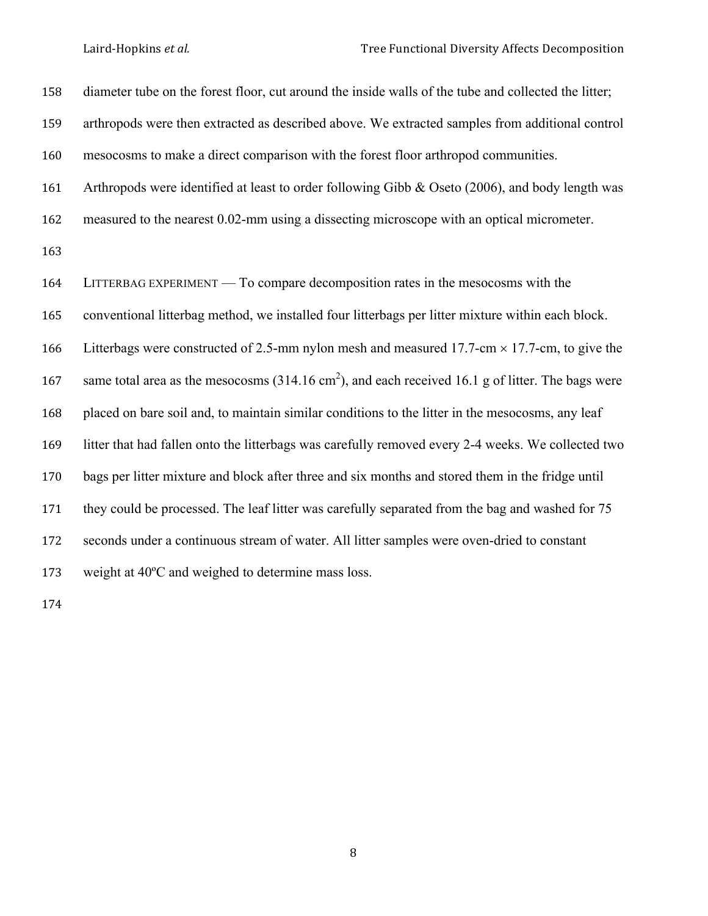diameter tube on the forest floor, cut around the inside walls of the tube and collected the litter; arthropods were then extracted as described above. We extracted samples from additional control mesocosms to make a direct comparison with the forest floor arthropod communities. Arthropods were identified at least to order following Gibb & Oseto (2006), and body length was measured to the nearest 0.02-mm using a dissecting microscope with an optical micrometer.

LITTERBAG EXPERIMENT — To compare decomposition rates in the mesocosms with the conventional litterbag method, we installed four litterbags per litter mixture within each block. Litterbags were constructed of 2.5-mm nylon mesh and measured 17.7-cm × 17.7-cm, to give the same total area as the mesocosms (314.16 $cm^2$), and each received 16.1 g of litter. The bags were placed on bare soil and, to maintain similar conditions to the litter in the mesocosms, any leaf litter that had fallen onto the litterbags was carefully removed every 2-4 weeks. We collected two bags per litter mixture and block after three and six months and stored them in the fridge until they could be processed. The leaf litter was carefully separated from the bag and washed for 75 seconds under a continuous stream of water. All litter samples were oven-dried to constant weight at 40ºC and weighed to determine mass loss.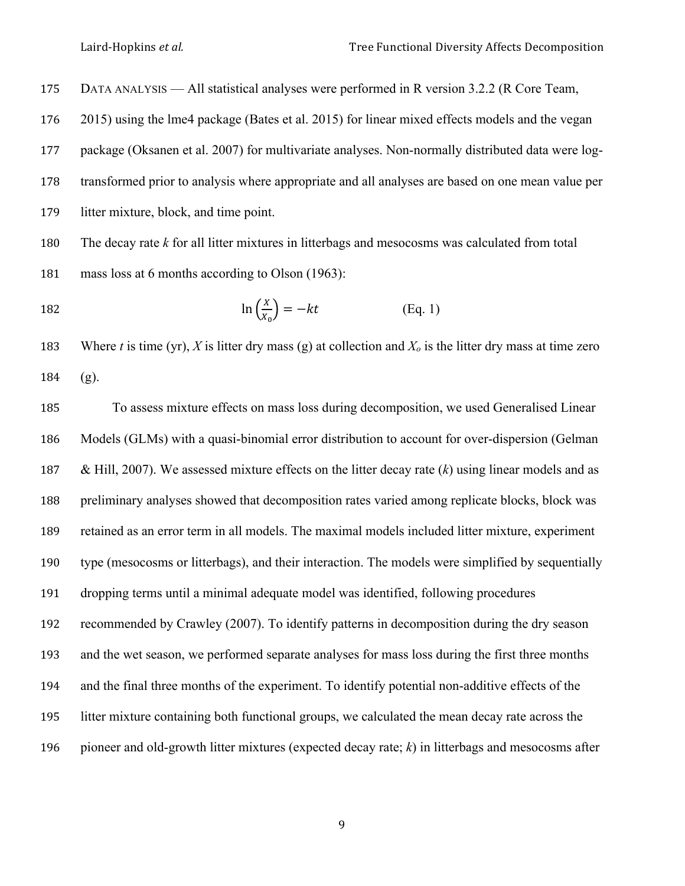DATA ANALYSIS — All statistical analyses were performed in R version 3.2.2 (R Core Team, 2015) using the lme4 package (Bates et al. 2015) for linear mixed effects models and the vegan package (Oksanen et al. 2007) for multivariate analyses. Non-normally distributed data were log-transformed prior to analysis where appropriate and all analyses are based on one mean value per litter mixture, block, and time point.

The decay rate $k$ for all litter mixtures in litterbags and mesocosms was calculated from total mass loss at 6 months according to Olson (1963):

$$\ln\left(\frac{X}{X_0}\right) = -kt \qquad \text{(Eq. 1)}$$

Where $t$ is time (yr), $X$ is litter dry mass (g) at collection and $X_o$ is the litter dry mass at time zero (g).

To assess mixture effects on mass loss during decomposition, we used Generalised Linear Models (GLMs) with a quasi-binomial error distribution to account for over-dispersion (Gelman & Hill, 2007). We assessed mixture effects on the litter decay rate ($k$) using linear models and as preliminary analyses showed that decomposition rates varied among replicate blocks, block was retained as an error term in all models. The maximal models included litter mixture, experiment type (mesocosms or litterbags), and their interaction. The models were simplified by sequentially dropping terms until a minimal adequate model was identified, following procedures recommended by Crawley (2007). To identify patterns in decomposition during the dry season and the wet season, we performed separate analyses for mass loss during the first three months and the final three months of the experiment. To identify potential non-additive effects of the litter mixture containing both functional groups, we calculated the mean decay rate across the pioneer and old-growth litter mixtures (expected decay rate; $k$) in litterbags and mesocosms after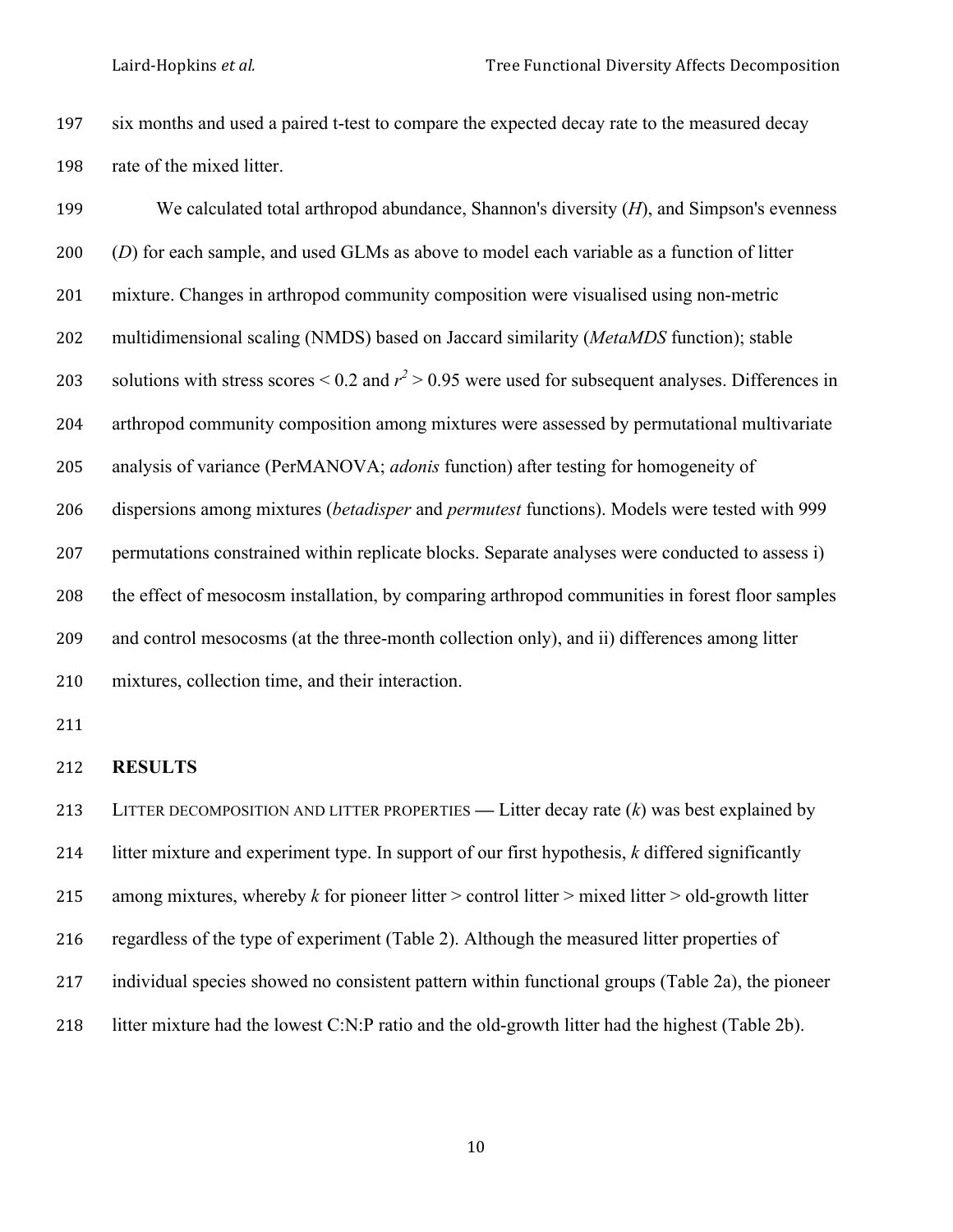six months and used a paired t-test to compare the expected decay rate to the measured decay rate of the mixed litter.

We calculated total arthropod abundance, Shannon's diversity ($H$), and Simpson's evenness ($D$) for each sample, and used GLMs as above to model each variable as a function of litter mixture. Changes in arthropod community composition were visualised using non-metric multidimensional scaling (NMDS) based on Jaccard similarity (*MetaMDS* function); stable solutions with stress scores $< 0.2$ and $r^2 > 0.95$ were used for subsequent analyses. Differences in arthropod community composition among mixtures were assessed by permutational multivariate analysis of variance (PerMANOVA; *adonis* function) after testing for homogeneity of dispersions among mixtures (*betadisper* and *permutest* functions). Models were tested with 999 permutations constrained within replicate blocks. Separate analyses were conducted to assess i) the effect of mesocosm installation, by comparing arthropod communities in forest floor samples and control mesocosms (at the three-month collection only), and ii) differences among litter mixtures, collection time, and their interaction.

## RESULTS

LITTER DECOMPOSITION AND LITTER PROPERTIES — Litter decay rate ($k$) was best explained by litter mixture and experiment type. In support of our first hypothesis, $k$ differed significantly among mixtures, whereby $k$ for pioneer litter > control litter > mixed litter > old-growth litter regardless of the type of experiment (Table 2). Although the measured litter properties of individual species showed no consistent pattern within functional groups (Table 2a), the pioneer litter mixture had the lowest C:N:P ratio and the old-growth litter had the highest (Table 2b).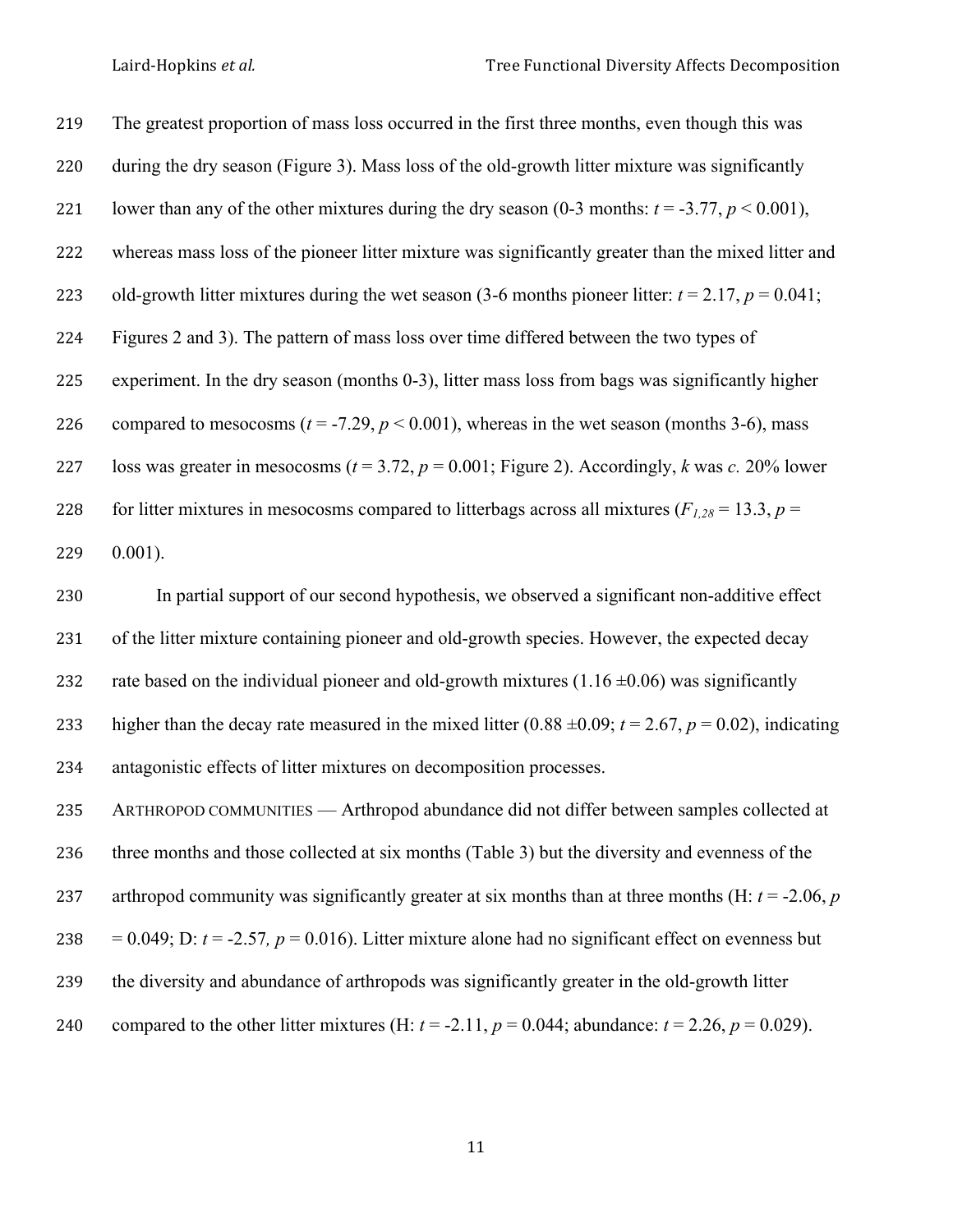The greatest proportion of mass loss occurred in the first three months, even though this was during the dry season (Figure 3). Mass loss of the old-growth litter mixture was significantly lower than any of the other mixtures during the dry season (0-3 months: $t = -3.77$, $p < 0.001$), whereas mass loss of the pioneer litter mixture was significantly greater than the mixed litter and old-growth litter mixtures during the wet season (3-6 months pioneer litter: $t = 2.17$, $p = 0.041$; Figures 2 and 3). The pattern of mass loss over time differed between the two types of experiment. In the dry season (months 0-3), litter mass loss from bags was significantly higher compared to mesocosms ($t = -7.29$, $p < 0.001$), whereas in the wet season (months 3-6), mass loss was greater in mesocosms ($t = 3.72$, $p = 0.001$; Figure 2). Accordingly, $k$ was *c.* 20% lower for litter mixtures in mesocosms compared to litterbags across all mixtures ($F_{1,28} = 13.3$, $p = 0.001$).

In partial support of our second hypothesis, we observed a significant non-additive effect of the litter mixture containing pioneer and old-growth species. However, the expected decay rate based on the individual pioneer and old-growth mixtures (1.16 ±0.06) was significantly higher than the decay rate measured in the mixed litter (0.88 ±0.09; $t = 2.67$, $p = 0.02$), indicating antagonistic effects of litter mixtures on decomposition processes.

ARTHROPOD COMMUNITIES — Arthropod abundance did not differ between samples collected at three months and those collected at six months (Table 3) but the diversity and evenness of the arthropod community was significantly greater at six months than at three months (H: $t = -2.06$, $p = 0.049$; D: $t = -2.57$, $p = 0.016$). Litter mixture alone had no significant effect on evenness but the diversity and abundance of arthropods was significantly greater in the old-growth litter compared to the other litter mixtures (H: $t = -2.11$, $p = 0.044$; abundance: $t = 2.26$, $p = 0.029$).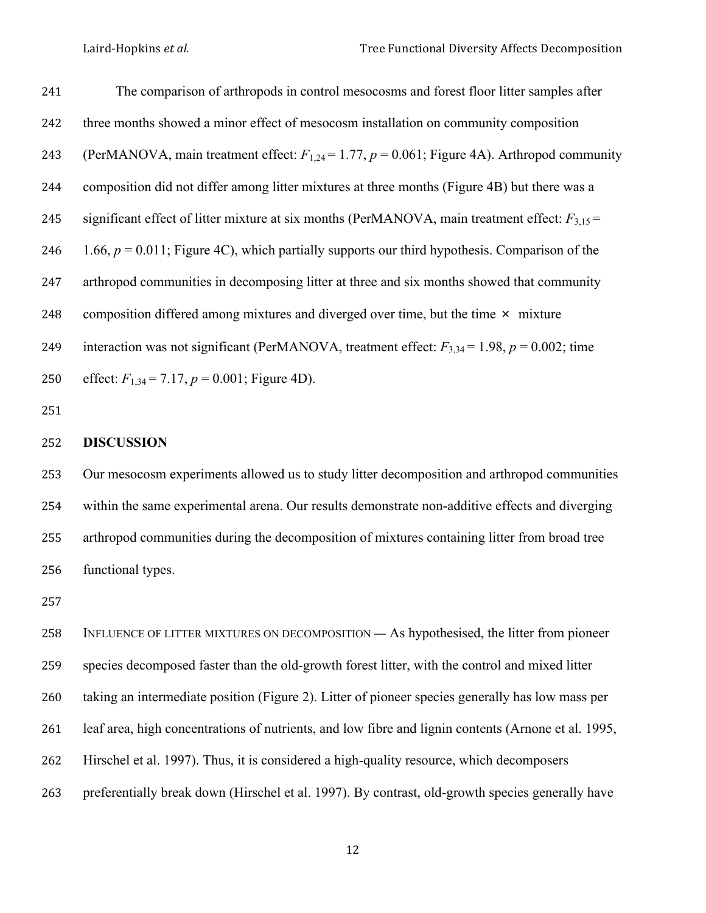The comparison of arthropods in control mesocosms and forest floor litter samples after three months showed a minor effect of mesocosm installation on community composition (PerMANOVA, main treatment effect: $F_{1,24} = 1.77$, $p = 0.061$; Figure 4A). Arthropod community composition did not differ among litter mixtures at three months (Figure 4B) but there was a significant effect of litter mixture at six months (PerMANOVA, main treatment effect: $F_{3,15} = 1.66$, $p = 0.011$; Figure 4C), which partially supports our third hypothesis. Comparison of the arthropod communities in decomposing litter at three and six months showed that community composition differed among mixtures and diverged over time, but the time × mixture interaction was not significant (PerMANOVA, treatment effect: $F_{3,34} = 1.98$, $p = 0.002$; time effect: $F_{1,34} = 7.17$, $p = 0.001$; Figure 4D).

## DISCUSSION

Our mesocosm experiments allowed us to study litter decomposition and arthropod communities within the same experimental arena. Our results demonstrate non-additive effects and diverging arthropod communities during the decomposition of mixtures containing litter from broad tree functional types.

INFLUENCE OF LITTER MIXTURES ON DECOMPOSITION — As hypothesised, the litter from pioneer species decomposed faster than the old-growth forest litter, with the control and mixed litter taking an intermediate position (Figure 2). Litter of pioneer species generally has low mass per leaf area, high concentrations of nutrients, and low fibre and lignin contents (Arnone et al. 1995, Hirschel et al. 1997). Thus, it is considered a high-quality resource, which decomposers preferentially break down (Hirschel et al. 1997). By contrast, old-growth species generally have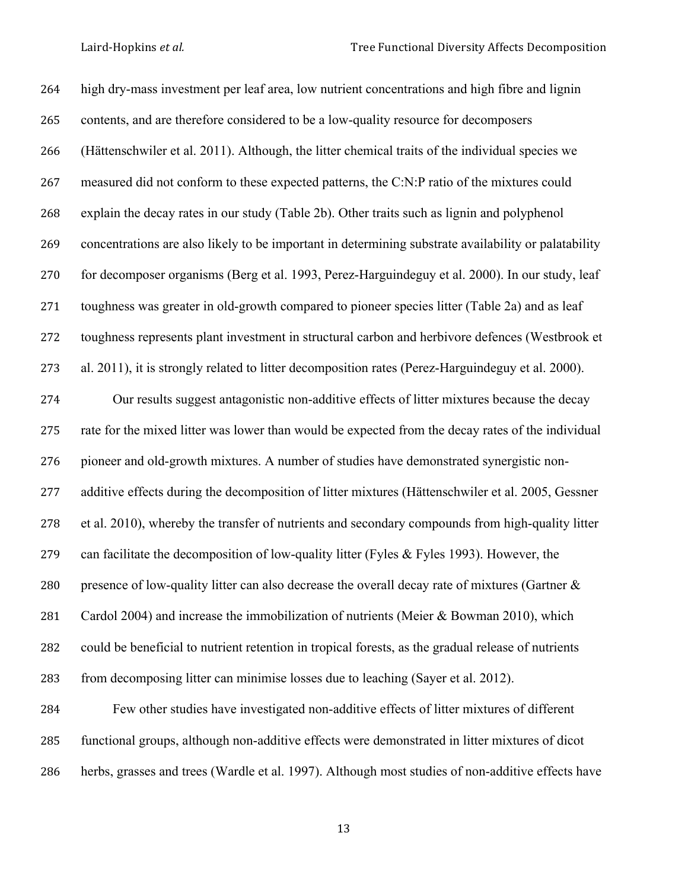high dry-mass investment per leaf area, low nutrient concentrations and high fibre and lignin contents, and are therefore considered to be a low-quality resource for decomposers (Hättenschwiler et al. 2011). Although, the litter chemical traits of the individual species we measured did not conform to these expected patterns, the C:N:P ratio of the mixtures could explain the decay rates in our study (Table 2b). Other traits such as lignin and polyphenol concentrations are also likely to be important in determining substrate availability or palatability for decomposer organisms (Berg et al. 1993, Perez-Harguindeguy et al. 2000). In our study, leaf toughness was greater in old-growth compared to pioneer species litter (Table 2a) and as leaf toughness represents plant investment in structural carbon and herbivore defences (Westbrook et al. 2011), it is strongly related to litter decomposition rates (Perez-Harguindeguy et al. 2000).

Our results suggest antagonistic non-additive effects of litter mixtures because the decay rate for the mixed litter was lower than would be expected from the decay rates of the individual pioneer and old-growth mixtures. A number of studies have demonstrated synergistic non-additive effects during the decomposition of litter mixtures (Hättenschwiler et al. 2005, Gessner et al. 2010), whereby the transfer of nutrients and secondary compounds from high-quality litter can facilitate the decomposition of low-quality litter (Fyles & Fyles 1993). However, the presence of low-quality litter can also decrease the overall decay rate of mixtures (Gartner & Cardol 2004) and increase the immobilization of nutrients (Meier & Bowman 2010), which could be beneficial to nutrient retention in tropical forests, as the gradual release of nutrients from decomposing litter can minimise losses due to leaching (Sayer et al. 2012).

Few other studies have investigated non-additive effects of litter mixtures of different functional groups, although non-additive effects were demonstrated in litter mixtures of dicot herbs, grasses and trees (Wardle et al. 1997). Although most studies of non-additive effects have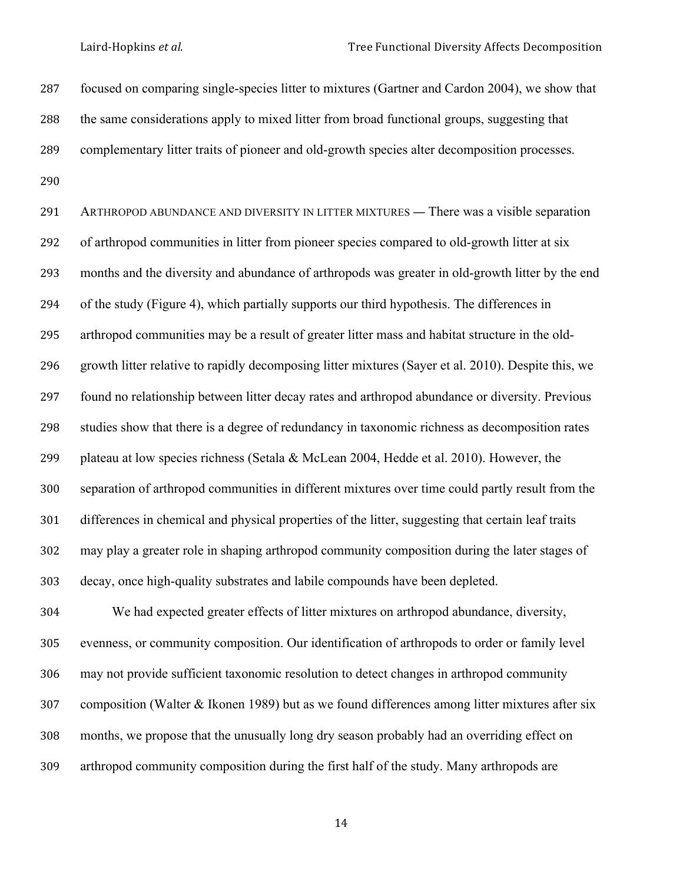focused on comparing single-species litter to mixtures (Gartner and Cardon 2004), we show that the same considerations apply to mixed litter from broad functional groups, suggesting that complementary litter traits of pioneer and old-growth species alter decomposition processes.

ARTHROPOD ABUNDANCE AND DIVERSITY IN LITTER MIXTURES — There was a visible separation of arthropod communities in litter from pioneer species compared to old-growth litter at six months and the diversity and abundance of arthropods was greater in old-growth litter by the end of the study (Figure 4), which partially supports our third hypothesis. The differences in arthropod communities may be a result of greater litter mass and habitat structure in the old-growth litter relative to rapidly decomposing litter mixtures (Sayer et al. 2010). Despite this, we found no relationship between litter decay rates and arthropod abundance or diversity. Previous studies show that there is a degree of redundancy in taxonomic richness as decomposition rates plateau at low species richness (Setala & McLean 2004, Hedde et al. 2010). However, the separation of arthropod communities in different mixtures over time could partly result from the differences in chemical and physical properties of the litter, suggesting that certain leaf traits may play a greater role in shaping arthropod community composition during the later stages of decay, once high-quality substrates and labile compounds have been depleted.

We had expected greater effects of litter mixtures on arthropod abundance, diversity, evenness, or community composition. Our identification of arthropods to order or family level may not provide sufficient taxonomic resolution to detect changes in arthropod community composition (Walter & Ikonen 1989) but as we found differences among litter mixtures after six months, we propose that the unusually long dry season probably had an overriding effect on arthropod community composition during the first half of the study. Many arthropods are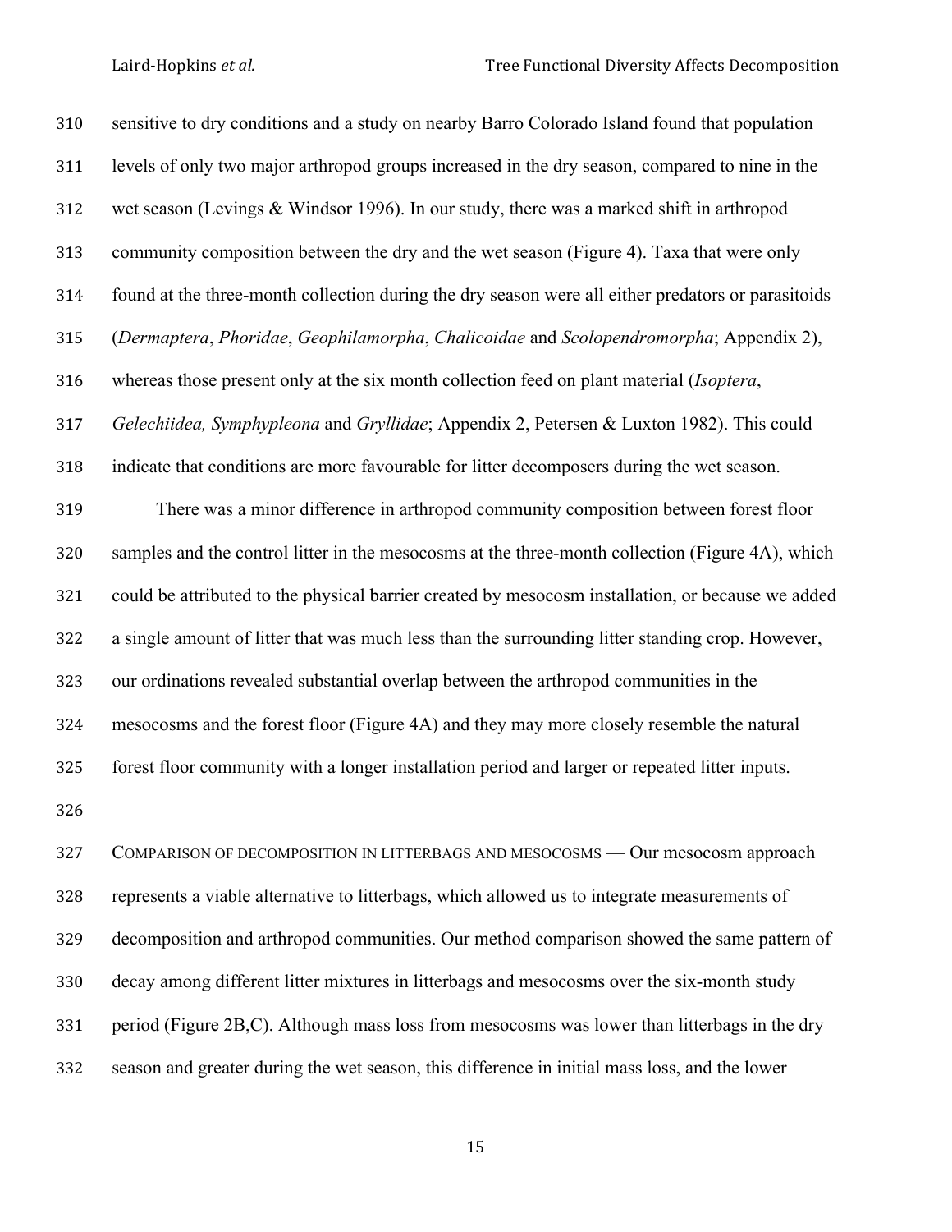sensitive to dry conditions and a study on nearby Barro Colorado Island found that population levels of only two major arthropod groups increased in the dry season, compared to nine in the wet season (Levings & Windsor 1996). In our study, there was a marked shift in arthropod community composition between the dry and the wet season (Figure 4). Taxa that were only found at the three-month collection during the dry season were all either predators or parasitoids (*Dermaptera*, *Phoridae*, *Geophilamorpha*, *Chalicoidae* and *Scolopendromorpha*; Appendix 2), whereas those present only at the six month collection feed on plant material (*Isoptera*, *Gelechiidea, Symphypleona* and *Gryllidae*; Appendix 2, Petersen & Luxton 1982). This could indicate that conditions are more favourable for litter decomposers during the wet season.

There was a minor difference in arthropod community composition between forest floor samples and the control litter in the mesocosms at the three-month collection (Figure 4A), which could be attributed to the physical barrier created by mesocosm installation, or because we added a single amount of litter that was much less than the surrounding litter standing crop. However, our ordinations revealed substantial overlap between the arthropod communities in the mesocosms and the forest floor (Figure 4A) and they may more closely resemble the natural forest floor community with a longer installation period and larger or repeated litter inputs.

COMPARISON OF DECOMPOSITION IN LITTERBAGS AND MESOCOSMS — Our mesocosm approach represents a viable alternative to litterbags, which allowed us to integrate measurements of decomposition and arthropod communities. Our method comparison showed the same pattern of decay among different litter mixtures in litterbags and mesocosms over the six-month study period (Figure 2B,C). Although mass loss from mesocosms was lower than litterbags in the dry season and greater during the wet season, this difference in initial mass loss, and the lower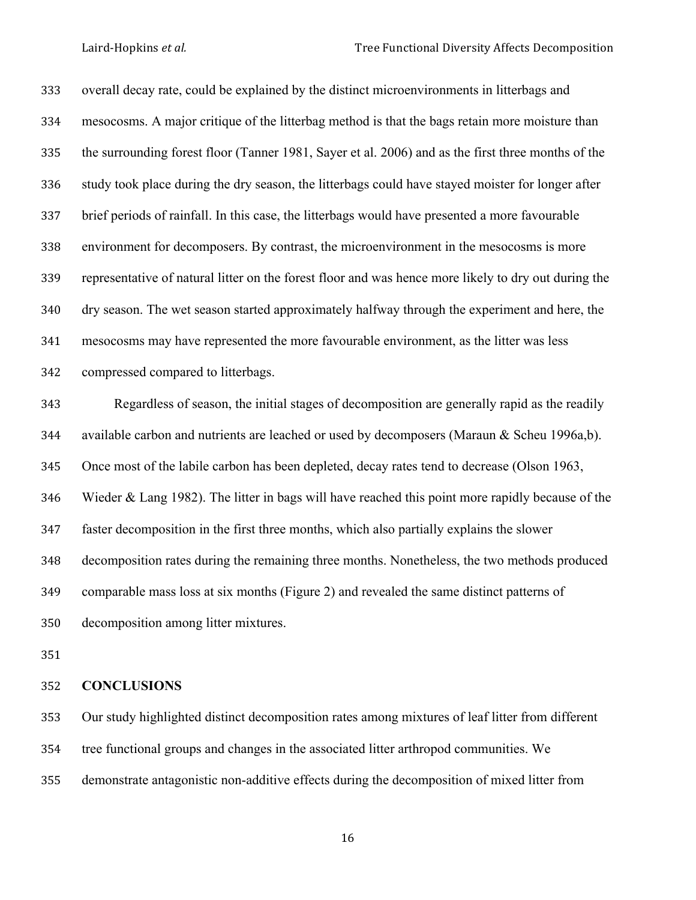overall decay rate, could be explained by the distinct microenvironments in litterbags and mesocosms. A major critique of the litterbag method is that the bags retain more moisture than the surrounding forest floor (Tanner 1981, Sayer et al. 2006) and as the first three months of the study took place during the dry season, the litterbags could have stayed moister for longer after brief periods of rainfall. In this case, the litterbags would have presented a more favourable environment for decomposers. By contrast, the microenvironment in the mesocosms is more representative of natural litter on the forest floor and was hence more likely to dry out during the dry season. The wet season started approximately halfway through the experiment and here, the mesocosms may have represented the more favourable environment, as the litter was less compressed compared to litterbags.

Regardless of season, the initial stages of decomposition are generally rapid as the readily available carbon and nutrients are leached or used by decomposers (Maraun & Scheu 1996a,b). Once most of the labile carbon has been depleted, decay rates tend to decrease (Olson 1963, Wieder & Lang 1982). The litter in bags will have reached this point more rapidly because of the faster decomposition in the first three months, which also partially explains the slower decomposition rates during the remaining three months. Nonetheless, the two methods produced comparable mass loss at six months (Figure 2) and revealed the same distinct patterns of decomposition among litter mixtures.

## CONCLUSIONS

Our study highlighted distinct decomposition rates among mixtures of leaf litter from different tree functional groups and changes in the associated litter arthropod communities. We demonstrate antagonistic non-additive effects during the decomposition of mixed litter from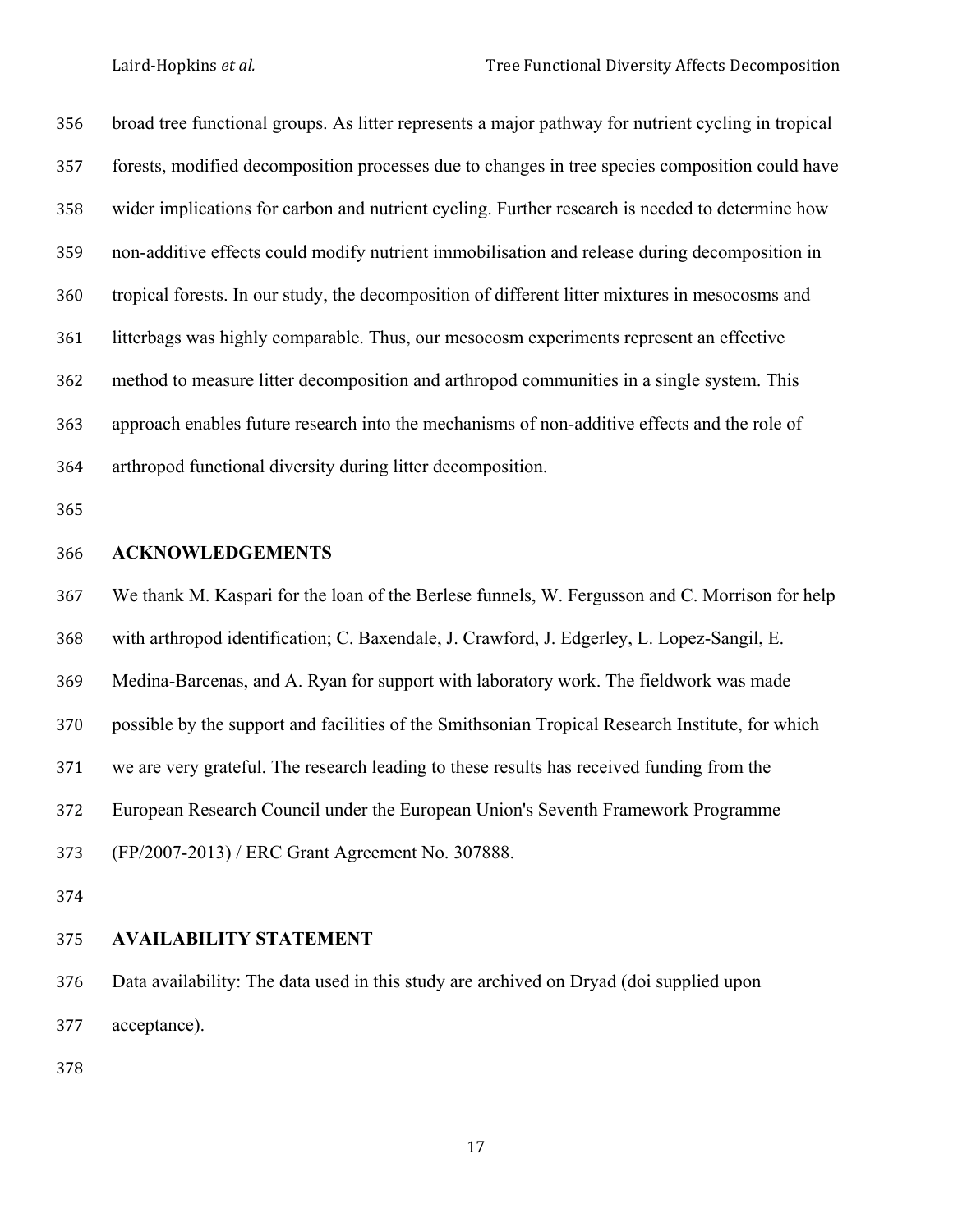broad tree functional groups. As litter represents a major pathway for nutrient cycling in tropical forests, modified decomposition processes due to changes in tree species composition could have wider implications for carbon and nutrient cycling. Further research is needed to determine how non-additive effects could modify nutrient immobilisation and release during decomposition in tropical forests. In our study, the decomposition of different litter mixtures in mesocosms and litterbags was highly comparable. Thus, our mesocosm experiments represent an effective method to measure litter decomposition and arthropod communities in a single system. This approach enables future research into the mechanisms of non-additive effects and the role of arthropod functional diversity during litter decomposition.

## ACKNOWLEDGEMENTS

We thank M. Kaspari for the loan of the Berlese funnels, W. Fergusson and C. Morrison for help with arthropod identification; C. Baxendale, J. Crawford, J. Edgerley, L. Lopez-Sangil, E. Medina-Barcenas, and A. Ryan for support with laboratory work. The fieldwork was made possible by the support and facilities of the Smithsonian Tropical Research Institute, for which we are very grateful. The research leading to these results has received funding from the European Research Council under the European Union's Seventh Framework Programme (FP/2007-2013) / ERC Grant Agreement No. 307888.

## AVAILABILITY STATEMENT

Data availability: The data used in this study are archived on Dryad (doi supplied upon acceptance).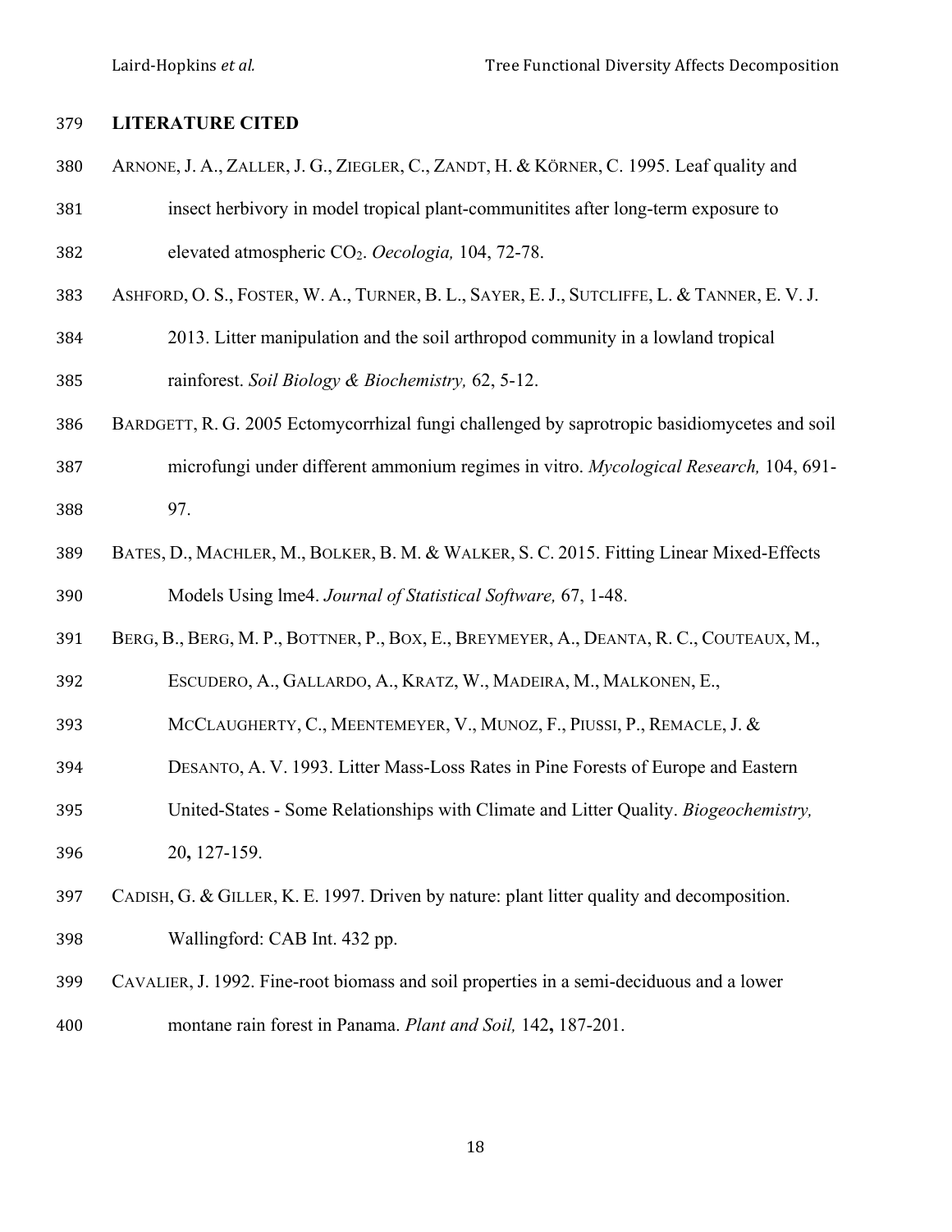## LITERATURE CITED

ARNONE, J. A., ZALLER, J. G., ZIEGLER, C., ZANDT, H. & KÖRNER, C. 1995. Leaf quality and insect herbivory in model tropical plant-communitites after long-term exposure to elevated atmospheric $CO_2$. *Oecologia,* 104, 72-78.

ASHFORD, O. S., FOSTER, W. A., TURNER, B. L., SAYER, E. J., SUTCLIFFE, L. & TANNER, E. V. J. 2013. Litter manipulation and the soil arthropod community in a lowland tropical rainforest. *Soil Biology & Biochemistry,* 62, 5-12.

BARDGETT, R. G. 2005 Ectomycorrhizal fungi challenged by saprotropic basidiomycetes and soil microfungi under different ammonium regimes in vitro. *Mycological Research,* 104, 691-97.

BATES, D., MACHLER, M., BOLKER, B. M. & WALKER, S. C. 2015. Fitting Linear Mixed-Effects Models Using lme4. *Journal of Statistical Software,* 67, 1-48.

BERG, B., BERG, M. P., BOTTNER, P., BOX, E., BREYMEYER, A., DEANTA, R. C., COUTEAUX, M., ESCUDERO, A., GALLARDO, A., KRATZ, W., MADEIRA, M., MALKONEN, E., MCCLAUGHERTY, C., MEENTEMEYER, V., MUNOZ, F., PIUSSI, P., REMACLE, J. & DESANTO, A. V. 1993. Litter Mass-Loss Rates in Pine Forests of Europe and Eastern United-States - Some Relationships with Climate and Litter Quality. *Biogeochemistry,* 20**,** 127-159.

CADISH, G. & GILLER, K. E. 1997. Driven by nature: plant litter quality and decomposition. Wallingford: CAB Int. 432 pp.

CAVALIER, J. 1992. Fine-root biomass and soil properties in a semi-deciduous and a lower montane rain forest in Panama. *Plant and Soil,* 142**,** 187-201.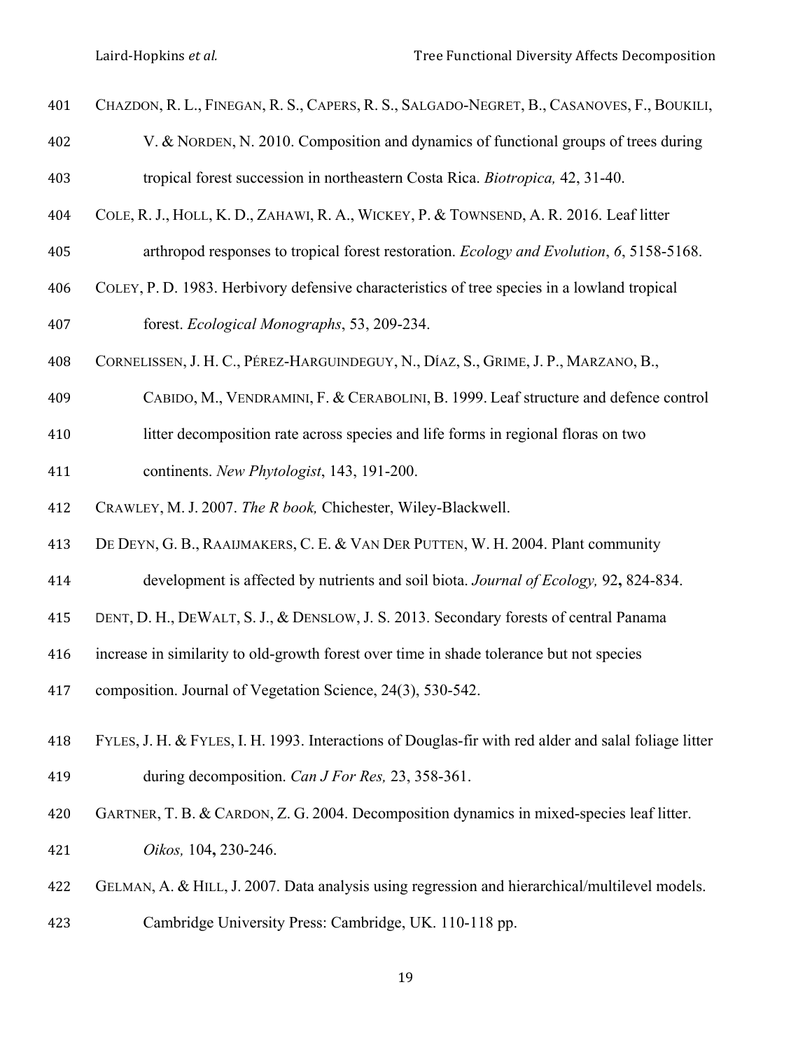CHAZDON, R. L., FINEGAN, R. S., CAPERS, R. S., SALGADO-NEGRET, B., CASANOVES, F., BOUKILI, V. & NORDEN, N. 2010. Composition and dynamics of functional groups of trees during tropical forest succession in northeastern Costa Rica. *Biotropica,* 42, 31-40.

COLE, R. J., HOLL, K. D., ZAHAWI, R. A., WICKEY, P. & TOWNSEND, A. R. 2016. Leaf litter arthropod responses to tropical forest restoration. *Ecology and Evolution*, *6*, 5158-5168.

COLEY, P. D. 1983. Herbivory defensive characteristics of tree species in a lowland tropical forest. *Ecological Monographs*, 53, 209-234.

CORNELISSEN, J. H. C., PÉREZ-HARGUINDEGUY, N., DÍAZ, S., GRIME, J. P., MARZANO, B., CABIDO, M., VENDRAMINI, F. & CERABOLINI, B. 1999. Leaf structure and defence control litter decomposition rate across species and life forms in regional floras on two continents. *New Phytologist*, 143, 191-200.

CRAWLEY, M. J. 2007. *The R book,* Chichester, Wiley-Blackwell.

DE DEYN, G. B., RAAIJMAKERS, C. E. & VAN DER PUTTEN, W. H. 2004. Plant community development is affected by nutrients and soil biota. *Journal of Ecology,* 92**,** 824-834.

DENT, D. H., DEWALT, S. J., & DENSLOW, J. S. 2013. Secondary forests of central Panama increase in similarity to old-growth forest over time in shade tolerance but not species composition. Journal of Vegetation Science, 24(3), 530-542.

FYLES, J. H. & FYLES, I. H. 1993. Interactions of Douglas-fir with red alder and salal foliage litter during decomposition. *Can J For Res,* 23, 358-361.

GARTNER, T. B. & CARDON, Z. G. 2004. Decomposition dynamics in mixed-species leaf litter. *Oikos,* 104**,** 230-246.

GELMAN, A. & HILL, J. 2007. Data analysis using regression and hierarchical/multilevel models. Cambridge University Press: Cambridge, UK. 110-118 pp.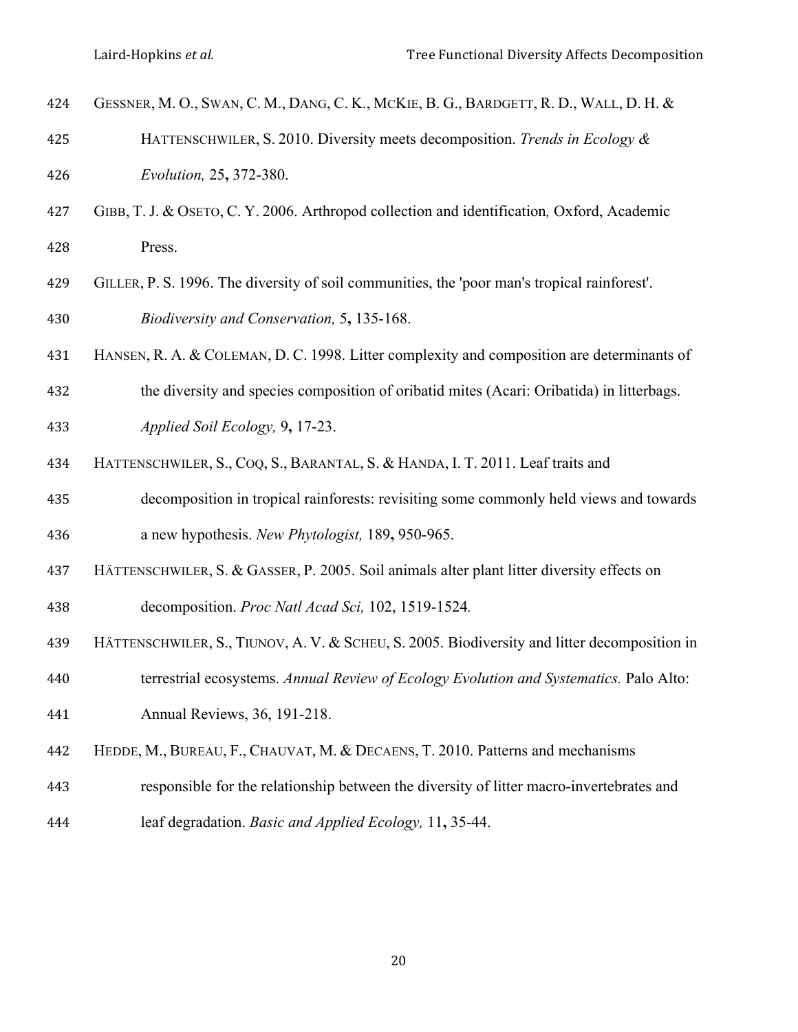GESSNER, M. O., SWAN, C. M., DANG, C. K., MCKIE, B. G., BARDGETT, R. D., WALL, D. H. & HATTENSCHWILER, S. 2010. Diversity meets decomposition. *Trends in Ecology & Evolution,* 25**,** 372-380.

GIBB, T. J. & OSETO, C. Y. 2006. Arthropod collection and identification*,* Oxford, Academic Press.

GILLER, P. S. 1996. The diversity of soil communities, the 'poor man's tropical rainforest'. *Biodiversity and Conservation,* 5**,** 135-168.

HANSEN, R. A. & COLEMAN, D. C. 1998. Litter complexity and composition are determinants of the diversity and species composition of oribatid mites (Acari: Oribatida) in litterbags. *Applied Soil Ecology,* 9**,** 17-23.

HATTENSCHWILER, S., COQ, S., BARANTAL, S. & HANDA, I. T. 2011. Leaf traits and decomposition in tropical rainforests: revisiting some commonly held views and towards a new hypothesis. *New Phytologist,* 189**,** 950-965.

HÄTTENSCHWILER, S. & GASSER, P. 2005. Soil animals alter plant litter diversity effects on decomposition. *Proc Natl Acad Sci,* 102, 1519-1524*.*

HÄTTENSCHWILER, S., TIUNOV, A. V. & SCHEU, S. 2005. Biodiversity and litter decomposition in terrestrial ecosystems. *Annual Review of Ecology Evolution and Systematics.* Palo Alto: Annual Reviews, 36, 191-218.

HEDDE, M., BUREAU, F., CHAUVAT, M. & DECAENS, T. 2010. Patterns and mechanisms responsible for the relationship between the diversity of litter macro-invertebrates and leaf degradation. *Basic and Applied Ecology,* 11**,** 35-44.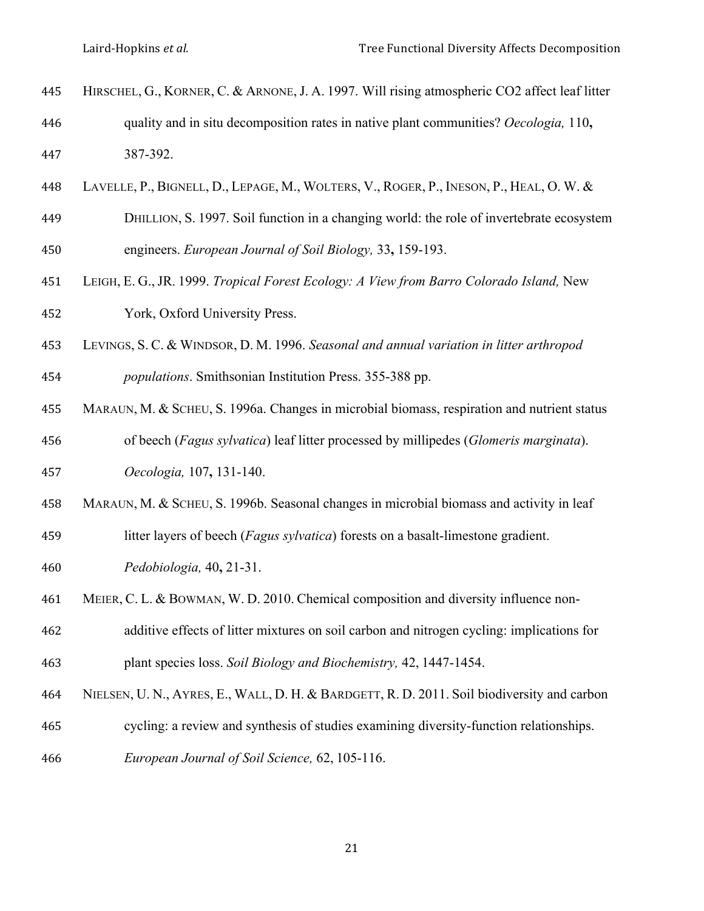HIRSCHEL, G., KORNER, C. & ARNONE, J. A. 1997. Will rising atmospheric CO2 affect leaf litter quality and in situ decomposition rates in native plant communities? *Oecologia,* 110**,** 387-392.

LAVELLE, P., BIGNELL, D., LEPAGE, M., WOLTERS, V., ROGER, P., INESON, P., HEAL, O. W. & DHILLION, S. 1997. Soil function in a changing world: the role of invertebrate ecosystem engineers. *European Journal of Soil Biology,* 33**,** 159-193.

LEIGH, E. G., JR. 1999. *Tropical Forest Ecology: A View from Barro Colorado Island,* New York, Oxford University Press.

LEVINGS, S. C. & WINDSOR, D. M. 1996. *Seasonal and annual variation in litter arthropod populations*. Smithsonian Institution Press. 355-388 pp.

MARAUN, M. & SCHEU, S. 1996a. Changes in microbial biomass, respiration and nutrient status of beech (*Fagus sylvatica*) leaf litter processed by millipedes (*Glomeris marginata*). *Oecologia,* 107**,** 131-140.

MARAUN, M. & SCHEU, S. 1996b. Seasonal changes in microbial biomass and activity in leaf litter layers of beech (*Fagus sylvatica*) forests on a basalt-limestone gradient. *Pedobiologia,* 40**,** 21-31.

MEIER, C. L. & BOWMAN, W. D. 2010. Chemical composition and diversity influence non-additive effects of litter mixtures on soil carbon and nitrogen cycling: implications for plant species loss. *Soil Biology and Biochemistry,* 42, 1447-1454.

NIELSEN, U. N., AYRES, E., WALL, D. H. & BARDGETT, R. D. 2011. Soil biodiversity and carbon cycling: a review and synthesis of studies examining diversity-function relationships. *European Journal of Soil Science,* 62, 105-116.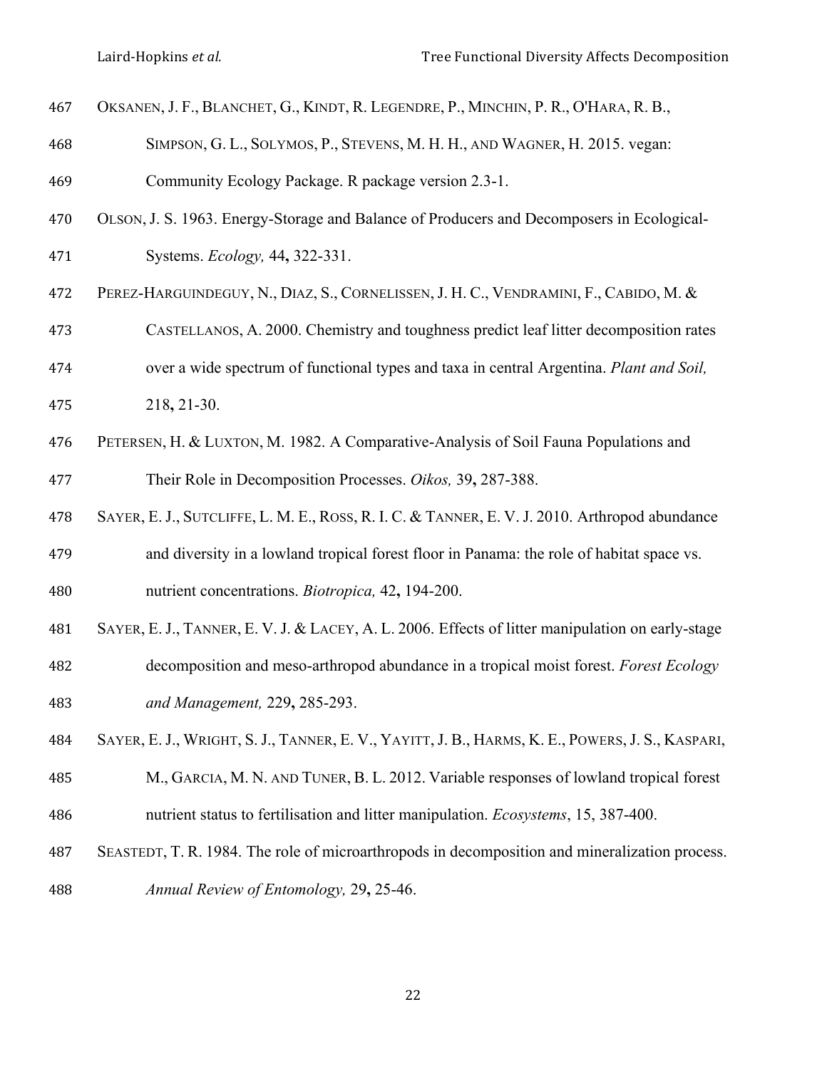OKSANEN, J. F., BLANCHET, G., KINDT, R. LEGENDRE, P., MINCHIN, P. R., O'HARA, R. B., SIMPSON, G. L., SOLYMOS, P., STEVENS, M. H. H., AND WAGNER, H. 2015. vegan: Community Ecology Package. R package version 2.3-1.

OLSON, J. S. 1963. Energy-Storage and Balance of Producers and Decomposers in Ecological-Systems. *Ecology,* 44**,** 322-331.

PEREZ-HARGUINDEGUY, N., DIAZ, S., CORNELISSEN, J. H. C., VENDRAMINI, F., CABIDO, M. & CASTELLANOS, A. 2000. Chemistry and toughness predict leaf litter decomposition rates over a wide spectrum of functional types and taxa in central Argentina. *Plant and Soil,* 218**,** 21-30.

PETERSEN, H. & LUXTON, M. 1982. A Comparative-Analysis of Soil Fauna Populations and Their Role in Decomposition Processes. *Oikos,* 39**,** 287-388.

SAYER, E. J., SUTCLIFFE, L. M. E., ROSS, R. I. C. & TANNER, E. V. J. 2010. Arthropod abundance and diversity in a lowland tropical forest floor in Panama: the role of habitat space vs. nutrient concentrations. *Biotropica,* 42**,** 194-200.

SAYER, E. J., TANNER, E. V. J. & LACEY, A. L. 2006. Effects of litter manipulation on early-stage decomposition and meso-arthropod abundance in a tropical moist forest. *Forest Ecology and Management,* 229**,** 285-293.

SAYER, E. J., WRIGHT, S. J., TANNER, E. V., YAYITT, J. B., HARMS, K. E., POWERS, J. S., KASPARI, M., GARCIA, M. N. AND TUNER, B. L. 2012. Variable responses of lowland tropical forest nutrient status to fertilisation and litter manipulation. *Ecosystems*, 15, 387-400.

SEASTEDT, T. R. 1984. The role of microarthropods in decomposition and mineralization process. *Annual Review of Entomology,* 29**,** 25-46.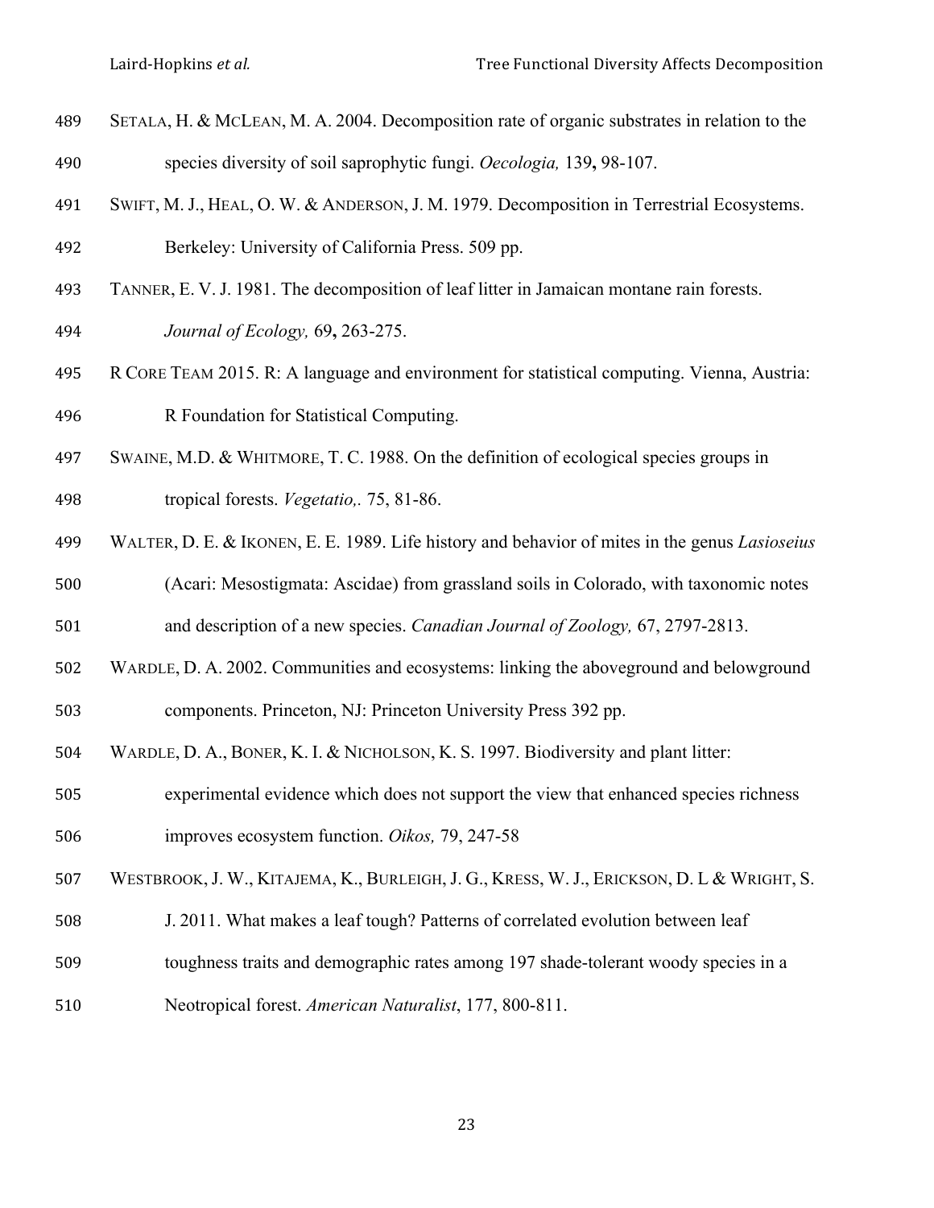SETALA, H. & MCLEAN, M. A. 2004. Decomposition rate of organic substrates in relation to the species diversity of soil saprophytic fungi. *Oecologia,* 139**,** 98-107.

SWIFT, M. J., HEAL, O. W. & ANDERSON, J. M. 1979. Decomposition in Terrestrial Ecosystems. Berkeley: University of California Press. 509 pp.

TANNER, E. V. J. 1981. The decomposition of leaf litter in Jamaican montane rain forests. *Journal of Ecology,* 69**,** 263-275.

R CORE TEAM 2015. R: A language and environment for statistical computing. Vienna, Austria: R Foundation for Statistical Computing.

SWAINE, M.D. & WHITMORE, T. C. 1988. On the definition of ecological species groups in tropical forests. *Vegetatio,.* 75, 81-86.

WALTER, D. E. & IKONEN, E. E. 1989. Life history and behavior of mites in the genus *Lasioseius* (Acari: Mesostigmata: Ascidae) from grassland soils in Colorado, with taxonomic notes and description of a new species. *Canadian Journal of Zoology,* 67, 2797-2813.

WARDLE, D. A. 2002. Communities and ecosystems: linking the aboveground and belowground components. Princeton, NJ: Princeton University Press 392 pp.

WARDLE, D. A., BONER, K. I. & NICHOLSON, K. S. 1997. Biodiversity and plant litter: experimental evidence which does not support the view that enhanced species richness improves ecosystem function. *Oikos,* 79, 247-58

WESTBROOK, J. W., KITAJEMA, K., BURLEIGH, J. G., KRESS, W. J., ERICKSON, D. L & WRIGHT, S. J. 2011. What makes a leaf tough? Patterns of correlated evolution between leaf toughness traits and demographic rates among 197 shade-tolerant woody species in a Neotropical forest. *American Naturalist*, 177, 800-811.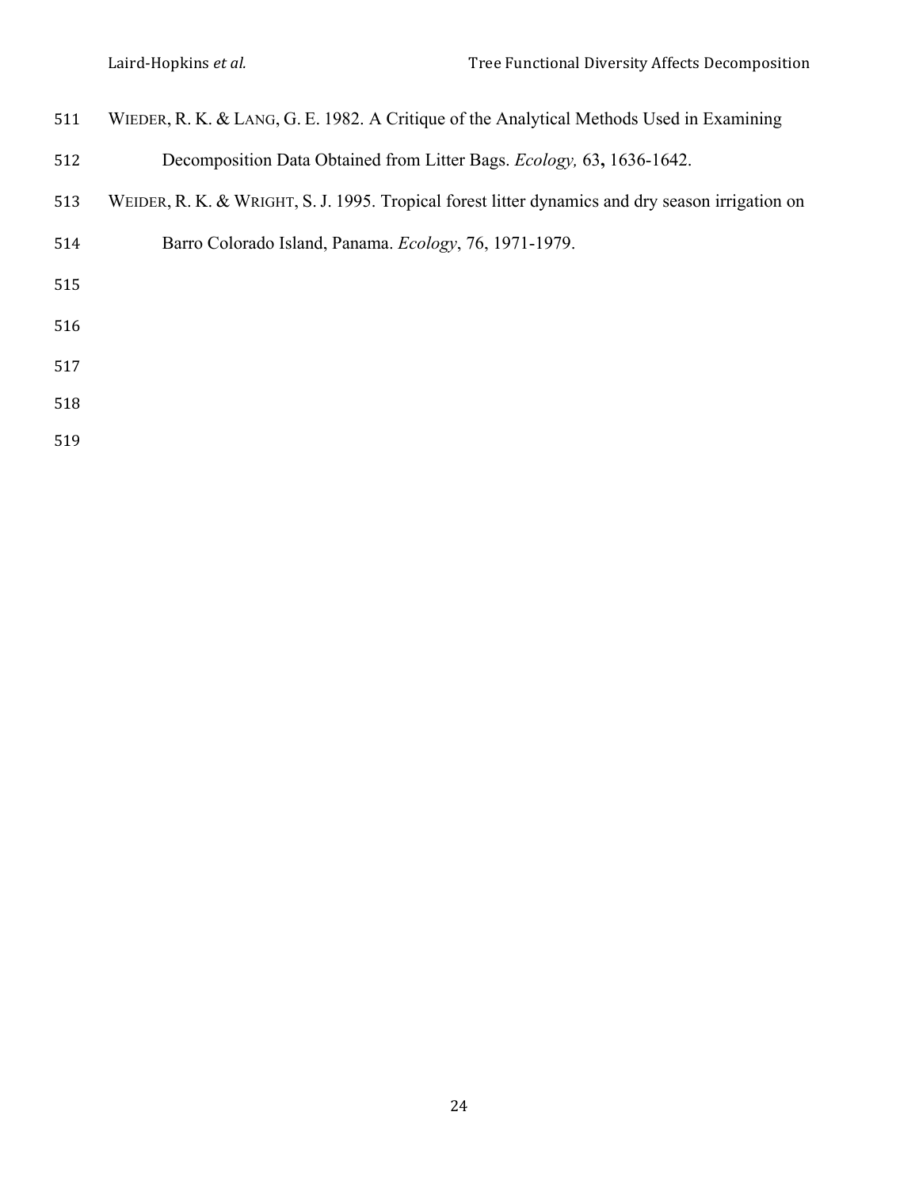WIEDER, R. K. & LANG, G. E. 1982. A Critique of the Analytical Methods Used in Examining Decomposition Data Obtained from Litter Bags. *Ecology,* 63**,** 1636-1642.

WEIDER, R. K. & WRIGHT, S. J. 1995. Tropical forest litter dynamics and dry season irrigation on Barro Colorado Island, Panama. *Ecology*, 76, 1971-1979.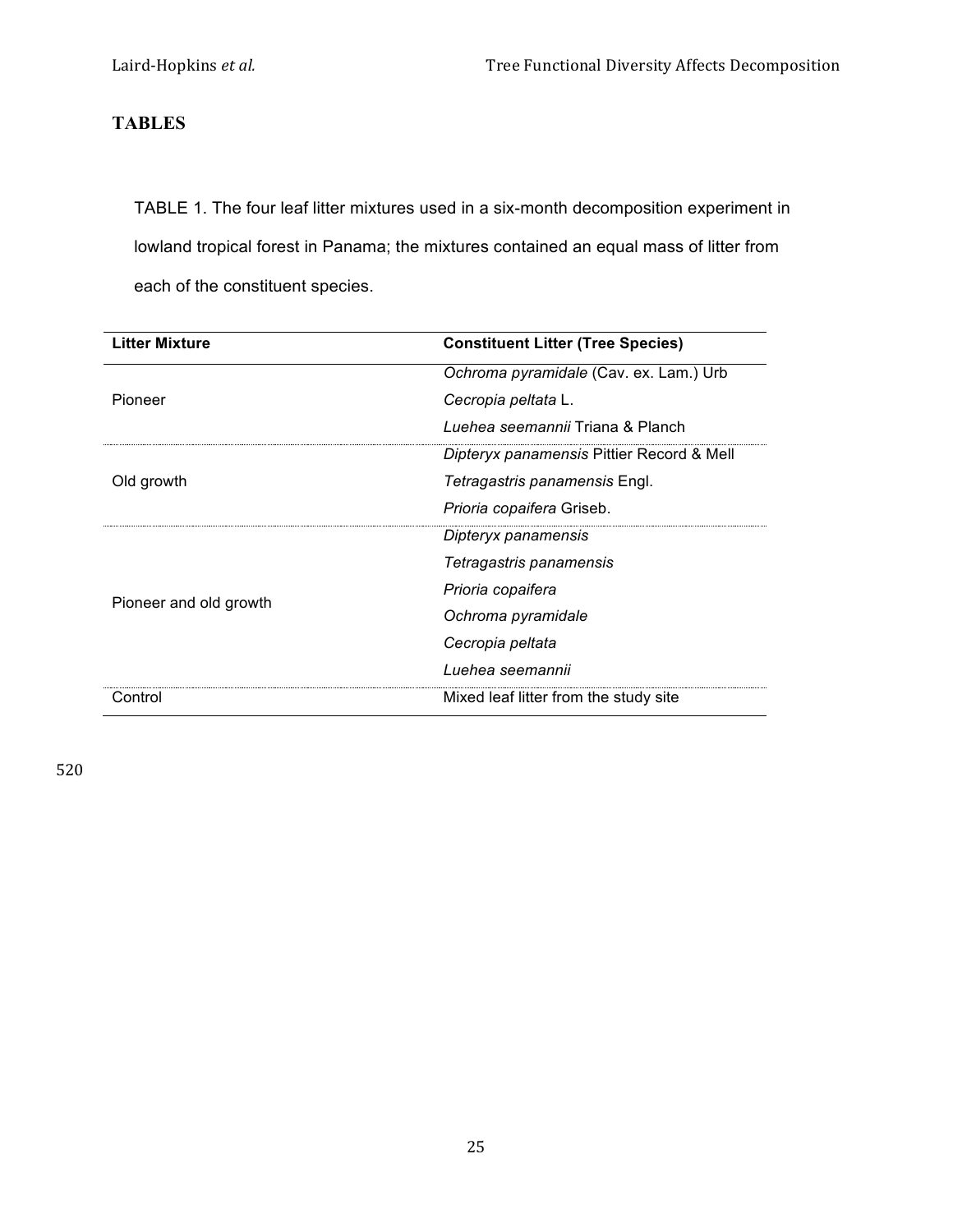## TABLES

TABLE 1. The four leaf litter mixtures used in a six-month decomposition experiment in lowland tropical forest in Panama; the mixtures contained an equal mass of litter from each of the constituent species.

| Litter Mixture | Constituent Litter (Tree Species) |
|---|---|
| Pioneer | *Ochroma pyramidale* (Cav. ex. Lam.) Urb |
| | *Cecropia peltata* L. |
| | *Luehea seemannii* Triana & Planch |
| Old growth | *Dipteryx panamensis* Pittier Record & Mell |
| | *Tetragastris panamensis* Engl. |
| | *Prioria copaifera* Griseb. |
| Pioneer and old growth | *Dipteryx panamensis* |
| | *Tetragastris panamensis* |
| | *Prioria copaifera* |
| | *Ochroma pyramidale* |
| | *Cecropia peltata* |
| | *Luehea seemannii* |
| Control | Mixed leaf litter from the study site |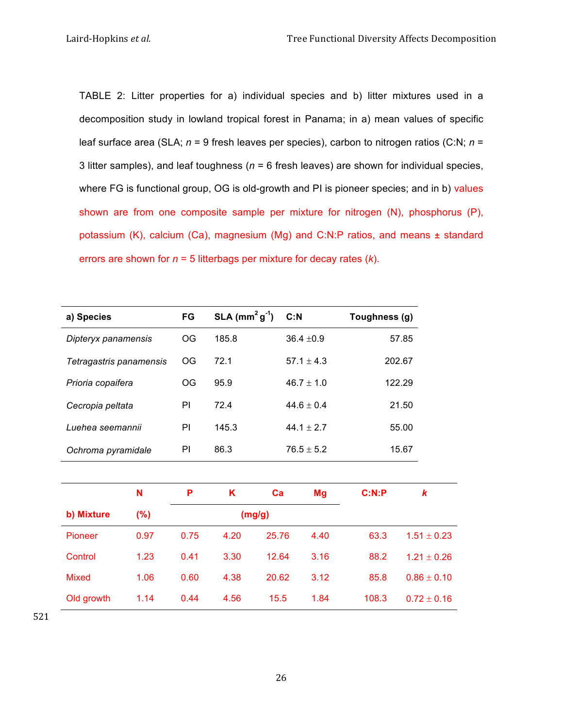TABLE 2: Litter properties for a) individual species and b) litter mixtures used in a decomposition study in lowland tropical forest in Panama; in a) mean values of specific leaf surface area (SLA; *n* = 9 fresh leaves per species), carbon to nitrogen ratios (C:N; *n* = 3 litter samples), and leaf toughness (*n* = 6 fresh leaves) are shown for individual species, where FG is functional group, OG is old-growth and PI is pioneer species; and in b) values shown are from one composite sample per mixture for nitrogen (N), phosphorus (P), potassium (K), calcium (Ca), magnesium (Mg) and C:N:P ratios, and means ± standard errors are shown for *n* = 5 litterbags per mixture for decay rates (*k*).

| **a) Species** | **FG** | **SLA ($mm^2 g^{-1}$)** | **C:N** | **Toughness (g)** |
|---|---|---|---|---|
| *Dipteryx panamensis* | OG | 185.8 | 36.4 ±0.9 | 57.85 |
| *Tetragastris panamensis* | OG | 72.1 | 57.1 ± 4.3 | 202.67 |
| *Prioria copaifera* | OG | 95.9 | 46.7 ± 1.0 | 122.29 |
| *Cecropia peltata* | PI | 72.4 | 44.6 ± 0.4 | 21.50 |
| *Luehea seemannii* | PI | 145.3 | 44.1 ± 2.7 | 55.00 |
| *Ochroma pyramidale* | PI | 86.3 | 76.5 ± 5.2 | 15.67 |

| **b) Mixture** | **N (%)** | **P (mg/g)** | **K (mg/g)** | **Ca (mg/g)** | **Mg (mg/g)** | **C:N:P** | ***k*** |
|---|---|---|---|---|---|---|---|
| Pioneer | 0.97 | 0.75 | 4.20 | 25.76 | 4.40 | 63.3 | 1.51 ± 0.23 |
| Control | 1.23 | 0.41 | 3.30 | 12.64 | 3.16 | 88.2 | 1.21 ± 0.26 |
| Mixed | 1.06 | 0.60 | 4.38 | 20.62 | 3.12 | 85.8 | 0.86 ± 0.10 |
| Old growth | 1.14 | 0.44 | 4.56 | 15.5 | 1.84 | 108.3 | 0.72 ± 0.16 |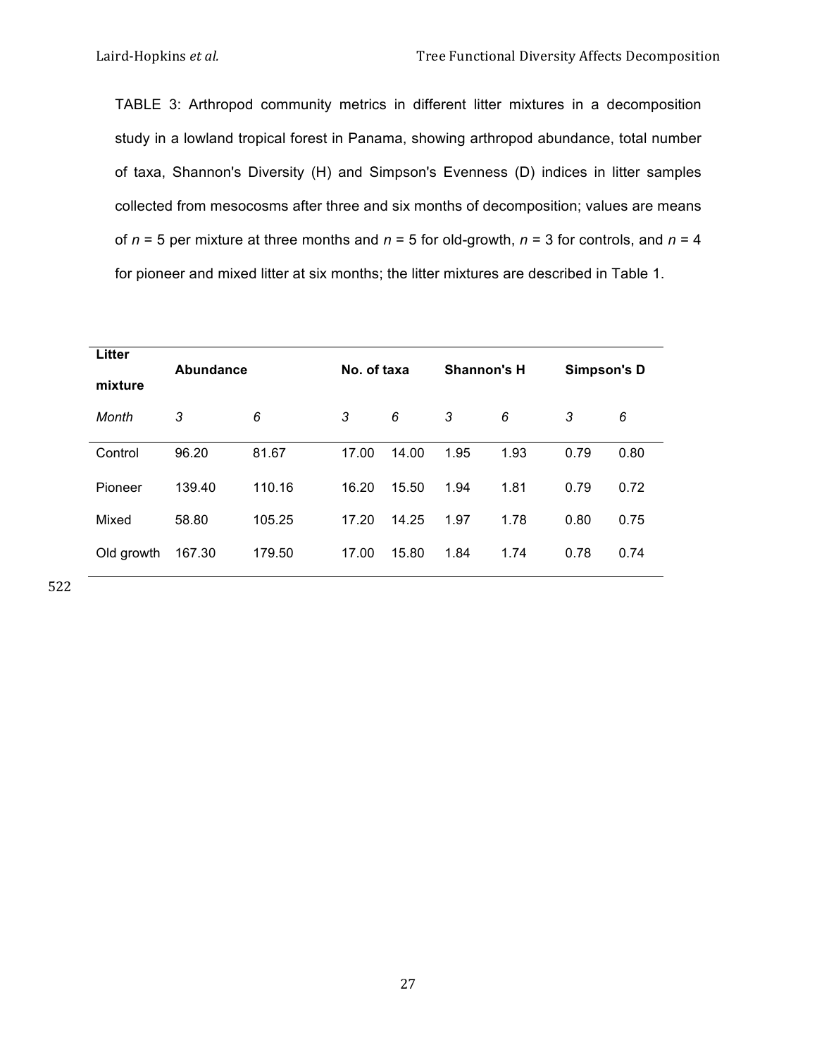TABLE 3: Arthropod community metrics in different litter mixtures in a decomposition study in a lowland tropical forest in Panama, showing arthropod abundance, total number of taxa, Shannon's Diversity (H) and Simpson's Evenness (D) indices in litter samples collected from mesocosms after three and six months of decomposition; values are means of $n$ = 5 per mixture at three months and $n$ = 5 for old-growth, $n$ = 3 for controls, and $n$ = 4 for pioneer and mixed litter at six months; the litter mixtures are described in Table 1.

| **Litter mixture** | **Abundance** | | **No. of taxa** | | **Shannon's H** | | **Simpson's D** | |
|---|---|---|---|---|---|---|---|---|
| *Month* | *3* | *6* | *3* | *6* | *3* | *6* | *3* | *6* |
| Control | 96.20 | 81.67 | 17.00 | 14.00 | 1.95 | 1.93 | 0.79 | 0.80 |
| Pioneer | 139.40 | 110.16 | 16.20 | 15.50 | 1.94 | 1.81 | 0.79 | 0.72 |
| Mixed | 58.80 | 105.25 | 17.20 | 14.25 | 1.97 | 1.78 | 0.80 | 0.75 |
| Old growth | 167.30 | 179.50 | 17.00 | 15.80 | 1.84 | 1.74 | 0.78 | 0.74 |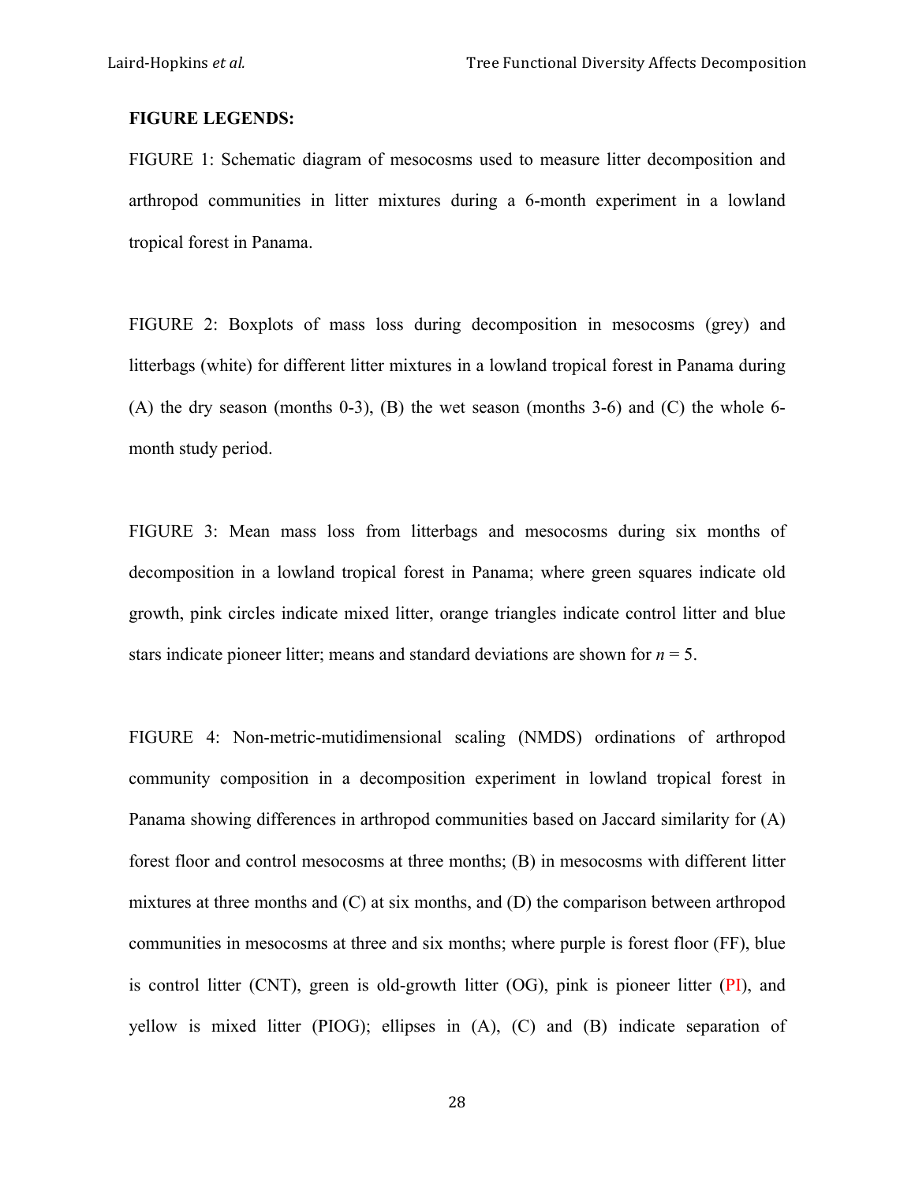**FIGURE LEGENDS:**

FIGURE 1: Schematic diagram of mesocosms used to measure litter decomposition and arthropod communities in litter mixtures during a 6-month experiment in a lowland tropical forest in Panama.

FIGURE 2: Boxplots of mass loss during decomposition in mesocosms (grey) and litterbags (white) for different litter mixtures in a lowland tropical forest in Panama during (A) the dry season (months 0-3), (B) the wet season (months 3-6) and (C) the whole 6-month study period.

FIGURE 3: Mean mass loss from litterbags and mesocosms during six months of decomposition in a lowland tropical forest in Panama; where green squares indicate old growth, pink circles indicate mixed litter, orange triangles indicate control litter and blue stars indicate pioneer litter; means and standard deviations are shown for $n$ = 5.

FIGURE 4: Non-metric-mutidimensional scaling (NMDS) ordinations of arthropod community composition in a decomposition experiment in lowland tropical forest in Panama showing differences in arthropod communities based on Jaccard similarity for (A) forest floor and control mesocosms at three months; (B) in mesocosms with different litter mixtures at three months and (C) at six months, and (D) the comparison between arthropod communities in mesocosms at three and six months; where purple is forest floor (FF), blue is control litter (CNT), green is old-growth litter (OG), pink is pioneer litter (PI), and yellow is mixed litter (PIOG); ellipses in (A), (C) and (B) indicate separation of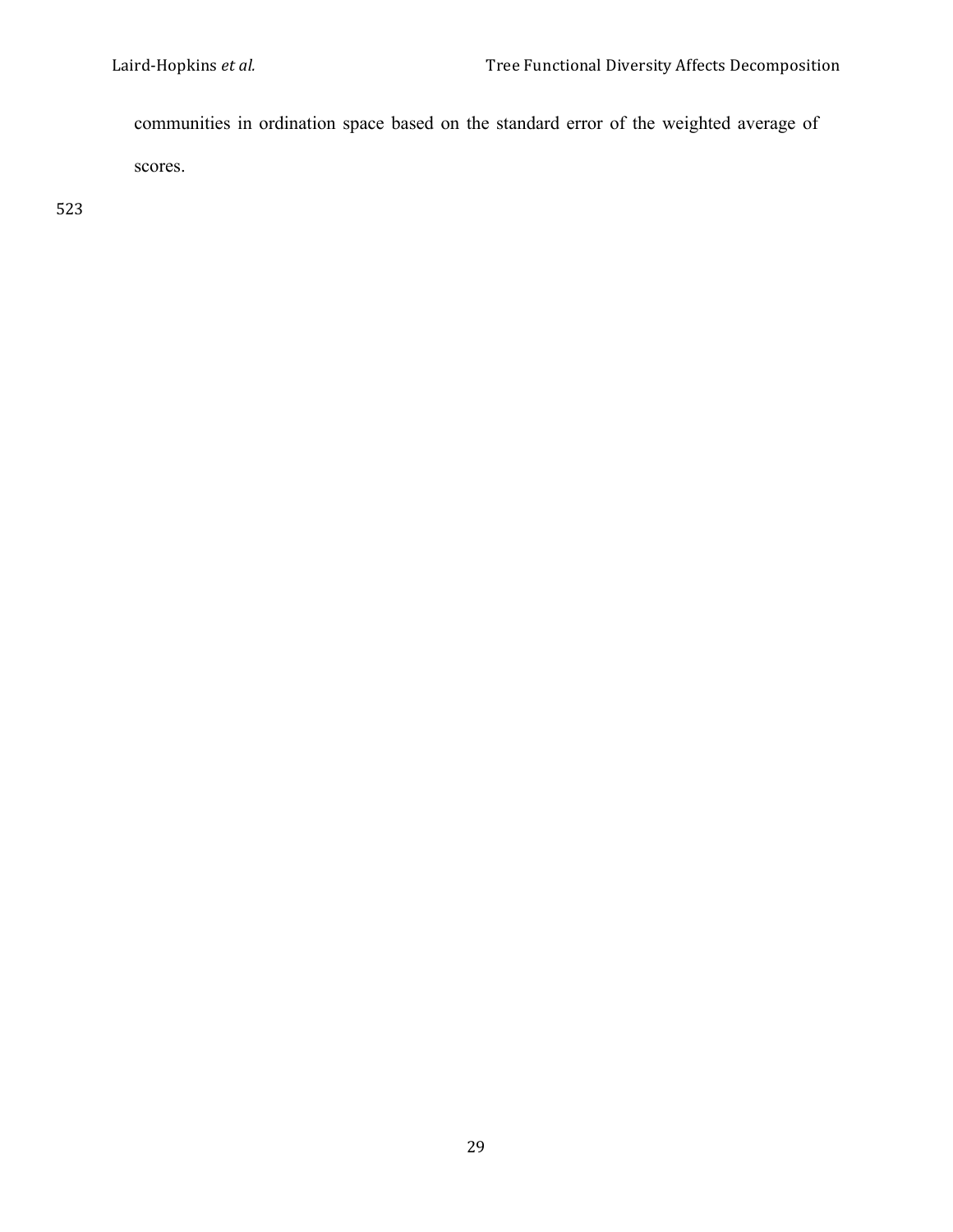communities in ordination space based on the standard error of the weighted average of scores.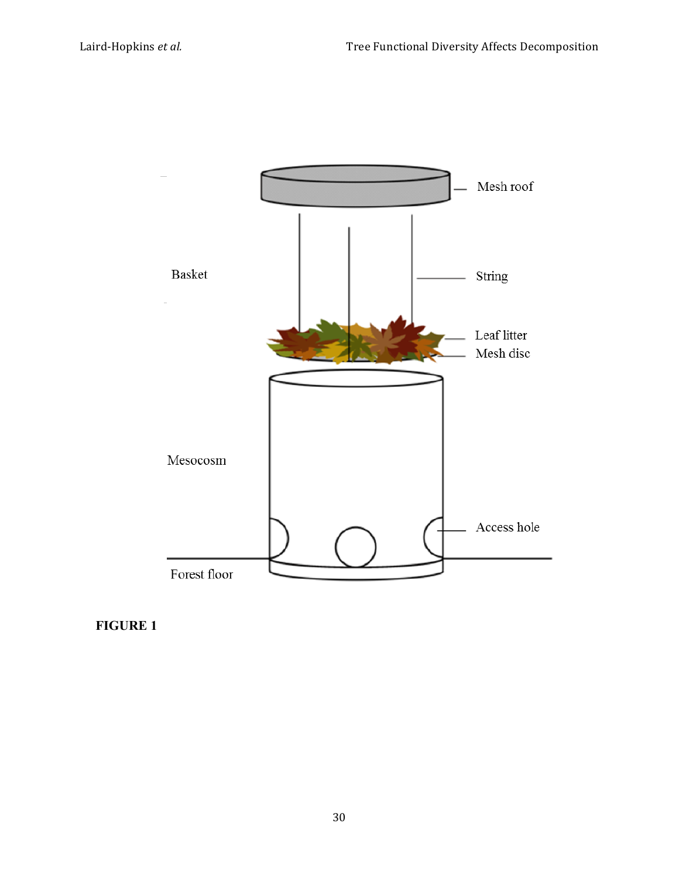**FIGURE 1**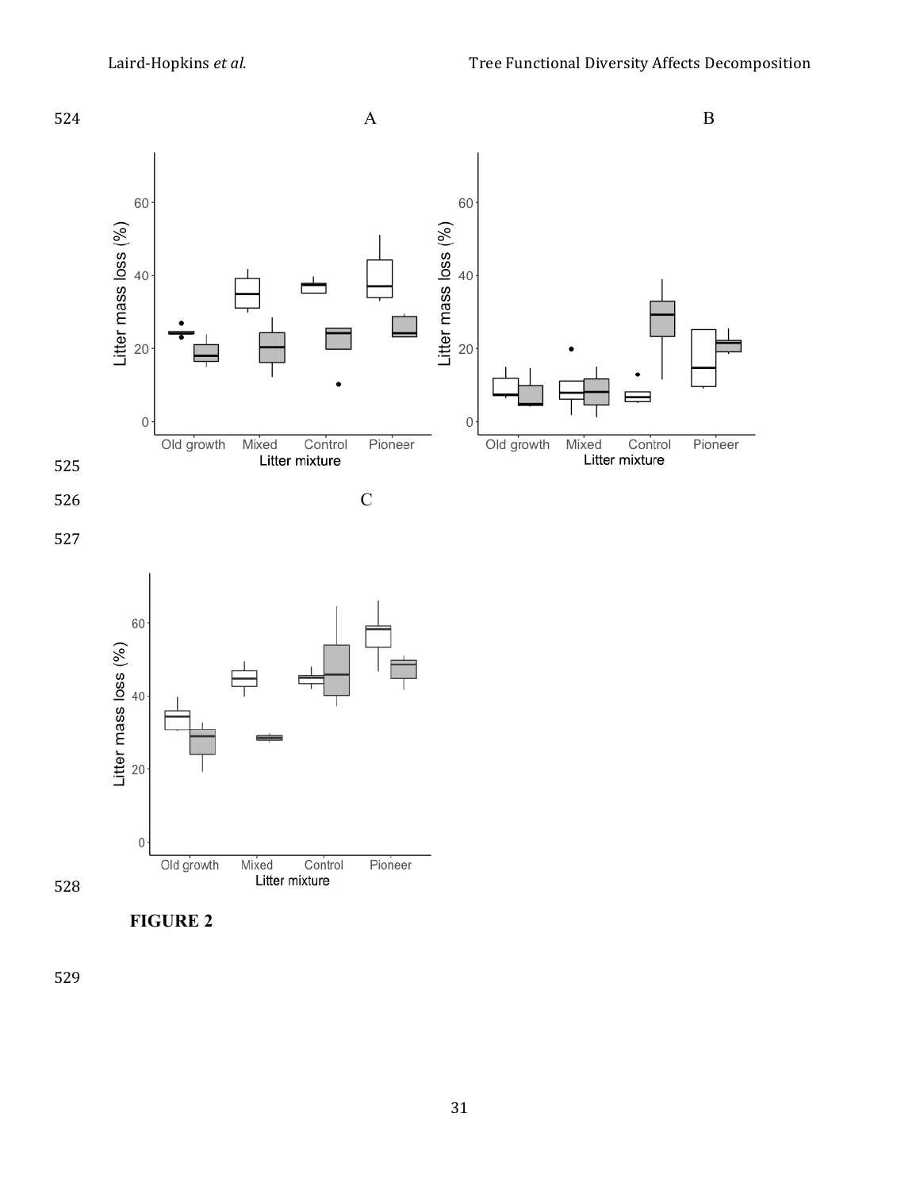A

B

C

**FIGURE 2**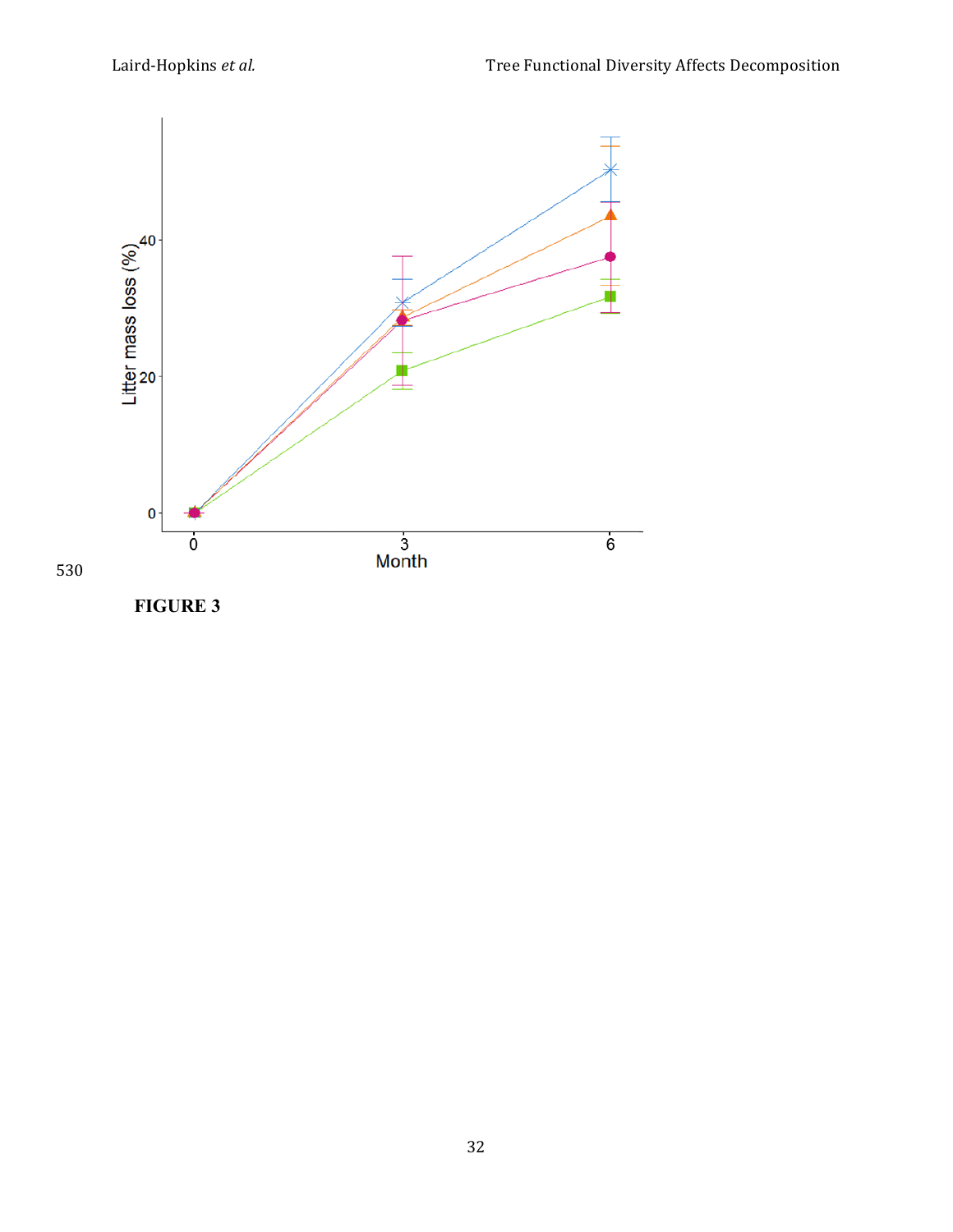530

**FIGURE 3**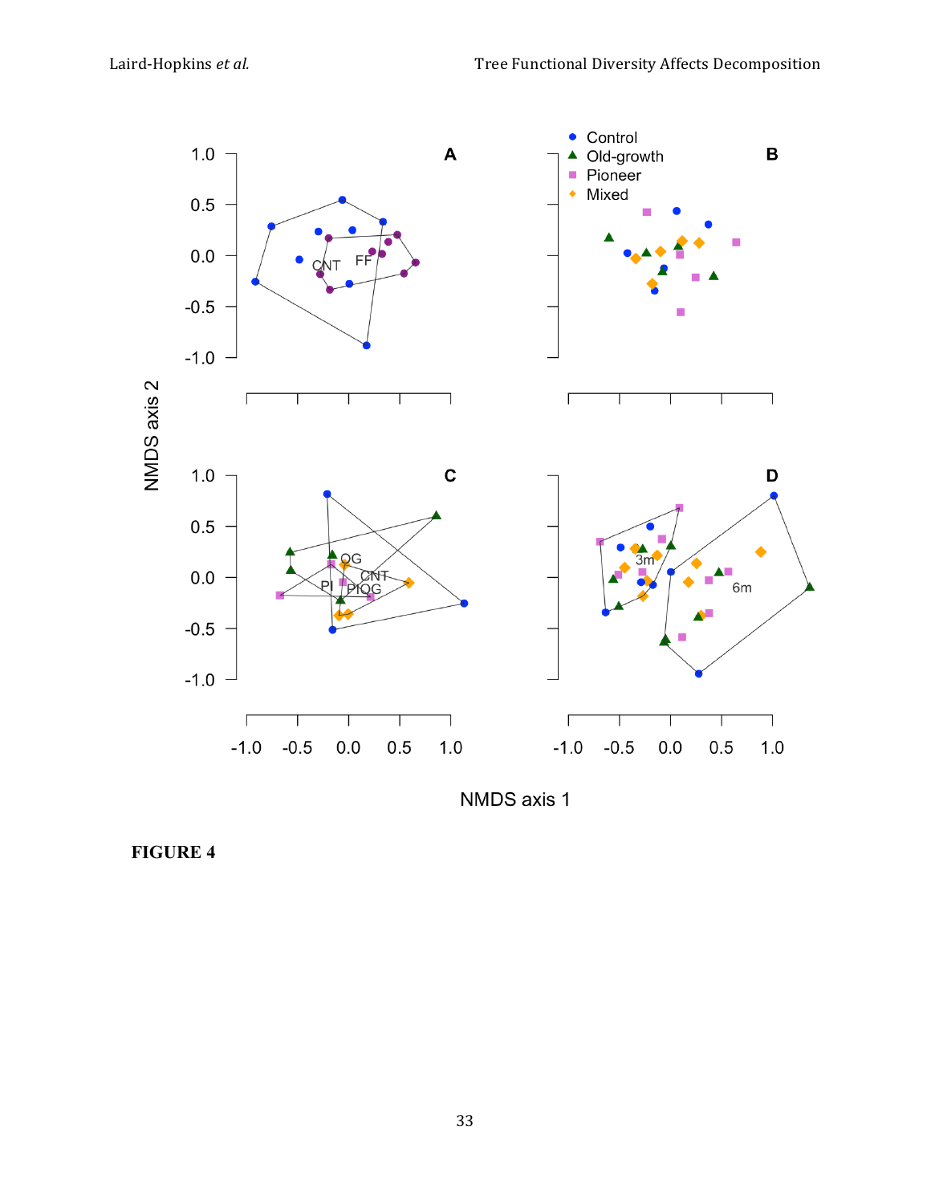**FIGURE 4**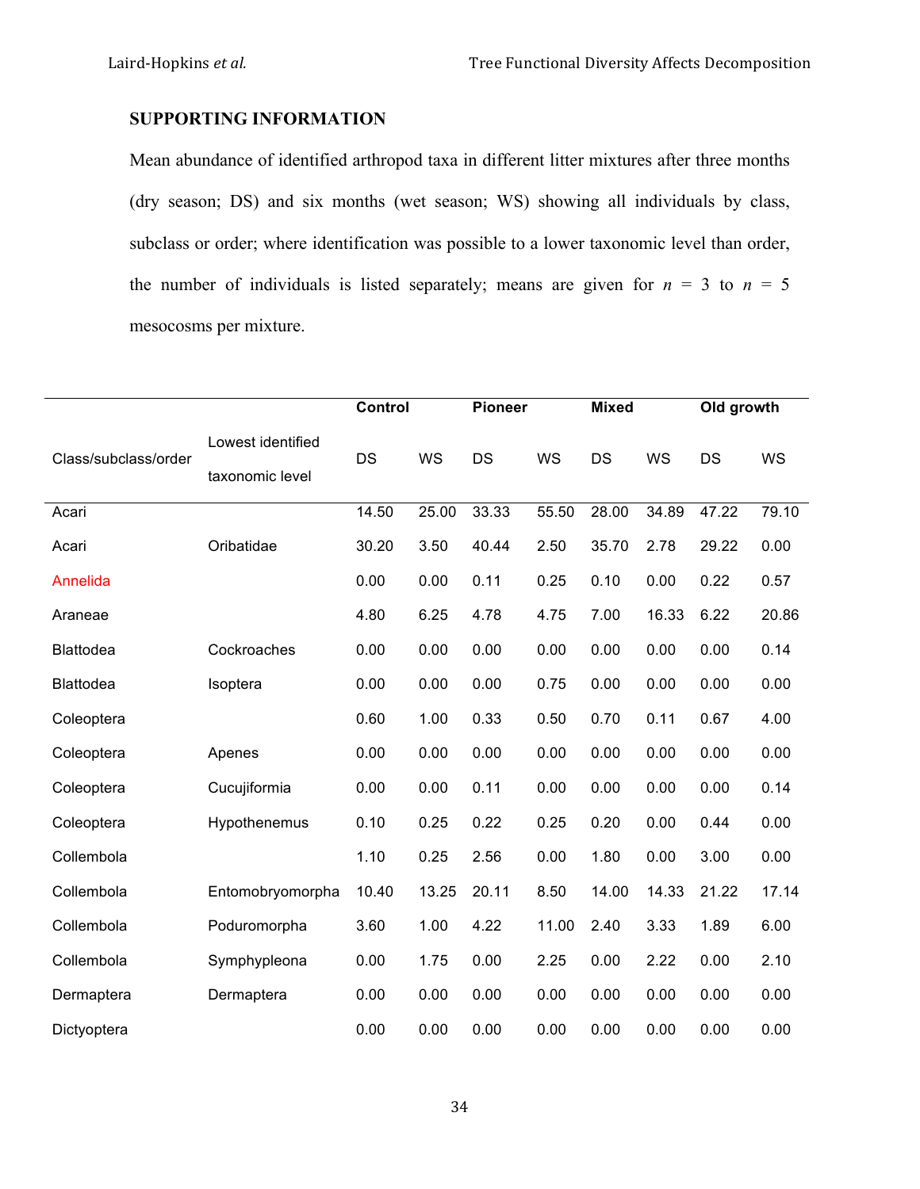## SUPPORTING INFORMATION

Mean abundance of identified arthropod taxa in different litter mixtures after three months (dry season; DS) and six months (wet season; WS) showing all individuals by class, subclass or order; where identification was possible to a lower taxonomic level than order, the number of individuals is listed separately; means are given for $n$ = 3 to $n$ = 5 mesocosms per mixture.

| | | **Control** | | **Pioneer** | | **Mixed** | | **Old growth** | |
|---|---|---|---|---|---|---|---|---|---|
| Class/subclass/order | Lowest identified taxonomic level | DS | WS | DS | WS | DS | WS | DS | WS |
| Acari | | 14.50 | 25.00 | 33.33 | 55.50 | 28.00 | 34.89 | 47.22 | 79.10 |
| Acari | Oribatidae | 30.20 | 3.50 | 40.44 | 2.50 | 35.70 | 2.78 | 29.22 | 0.00 |
| Annelida | | 0.00 | 0.00 | 0.11 | 0.25 | 0.10 | 0.00 | 0.22 | 0.57 |
| Araneae | | 4.80 | 6.25 | 4.78 | 4.75 | 7.00 | 16.33 | 6.22 | 20.86 |
| Blattodea | Cockroaches | 0.00 | 0.00 | 0.00 | 0.00 | 0.00 | 0.00 | 0.00 | 0.14 |
| Blattodea | Isoptera | 0.00 | 0.00 | 0.00 | 0.75 | 0.00 | 0.00 | 0.00 | 0.00 |
| Coleoptera | | 0.60 | 1.00 | 0.33 | 0.50 | 0.70 | 0.11 | 0.67 | 4.00 |
| Coleoptera | Apenes | 0.00 | 0.00 | 0.00 | 0.00 | 0.00 | 0.00 | 0.00 | 0.00 |
| Coleoptera | Cucujiformia | 0.00 | 0.00 | 0.11 | 0.00 | 0.00 | 0.00 | 0.00 | 0.14 |
| Coleoptera | Hypothenemus | 0.10 | 0.25 | 0.22 | 0.25 | 0.20 | 0.00 | 0.44 | 0.00 |
| Collembola | | 1.10 | 0.25 | 2.56 | 0.00 | 1.80 | 0.00 | 3.00 | 0.00 |
| Collembola | Entomobryomorpha | 10.40 | 13.25 | 20.11 | 8.50 | 14.00 | 14.33 | 21.22 | 17.14 |
| Collembola | Poduromorpha | 3.60 | 1.00 | 4.22 | 11.00 | 2.40 | 3.33 | 1.89 | 6.00 |
| Collembola | Symphypleona | 0.00 | 1.75 | 0.00 | 2.25 | 0.00 | 2.22 | 0.00 | 2.10 |
| Dermaptera | Dermaptera | 0.00 | 0.00 | 0.00 | 0.00 | 0.00 | 0.00 | 0.00 | 0.00 |
| Dictyoptera | | 0.00 | 0.00 | 0.00 | 0.00 | 0.00 | 0.00 | 0.00 | 0.00 |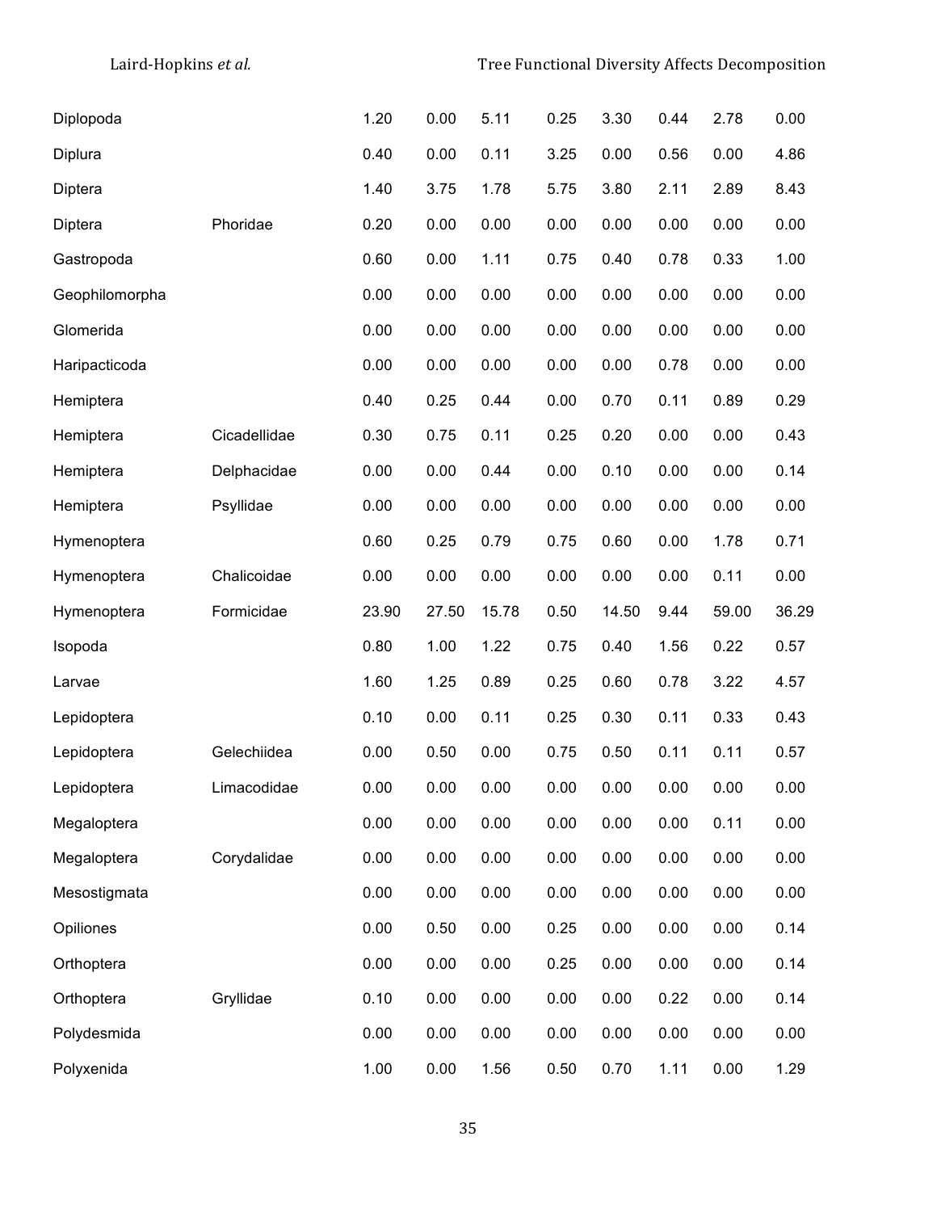| | | | | | | | | | |
|---|---|---|---|---|---|---|---|---|---|
| Diplopoda | | 1.20 | 0.00 | 5.11 | 0.25 | 3.30 | 0.44 | 2.78 | 0.00 |
| Diplura | | 0.40 | 0.00 | 0.11 | 3.25 | 0.00 | 0.56 | 0.00 | 4.86 |
| Diptera | | 1.40 | 3.75 | 1.78 | 5.75 | 3.80 | 2.11 | 2.89 | 8.43 |
| Diptera | Phoridae | 0.20 | 0.00 | 0.00 | 0.00 | 0.00 | 0.00 | 0.00 | 0.00 |
| Gastropoda | | 0.60 | 0.00 | 1.11 | 0.75 | 0.40 | 0.78 | 0.33 | 1.00 |
| Geophilomorpha | | 0.00 | 0.00 | 0.00 | 0.00 | 0.00 | 0.00 | 0.00 | 0.00 |
| Glomerida | | 0.00 | 0.00 | 0.00 | 0.00 | 0.00 | 0.00 | 0.00 | 0.00 |
| Haripacticoda | | 0.00 | 0.00 | 0.00 | 0.00 | 0.00 | 0.78 | 0.00 | 0.00 |
| Hemiptera | | 0.40 | 0.25 | 0.44 | 0.00 | 0.70 | 0.11 | 0.89 | 0.29 |
| Hemiptera | Cicadellidae | 0.30 | 0.75 | 0.11 | 0.25 | 0.20 | 0.00 | 0.00 | 0.43 |
| Hemiptera | Delphacidae | 0.00 | 0.00 | 0.44 | 0.00 | 0.10 | 0.00 | 0.00 | 0.14 |
| Hemiptera | Psyllidae | 0.00 | 0.00 | 0.00 | 0.00 | 0.00 | 0.00 | 0.00 | 0.00 |
| Hymenoptera | | 0.60 | 0.25 | 0.79 | 0.75 | 0.60 | 0.00 | 1.78 | 0.71 |
| Hymenoptera | Chalicoidae | 0.00 | 0.00 | 0.00 | 0.00 | 0.00 | 0.00 | 0.11 | 0.00 |
| Hymenoptera | Formicidae | 23.90 | 27.50 | 15.78 | 0.50 | 14.50 | 9.44 | 59.00 | 36.29 |
| Isopoda | | 0.80 | 1.00 | 1.22 | 0.75 | 0.40 | 1.56 | 0.22 | 0.57 |
| Larvae | | 1.60 | 1.25 | 0.89 | 0.25 | 0.60 | 0.78 | 3.22 | 4.57 |
| Lepidoptera | | 0.10 | 0.00 | 0.11 | 0.25 | 0.30 | 0.11 | 0.33 | 0.43 |
| Lepidoptera | Gelechiidea | 0.00 | 0.50 | 0.00 | 0.75 | 0.50 | 0.11 | 0.11 | 0.57 |
| Lepidoptera | Limacodidae | 0.00 | 0.00 | 0.00 | 0.00 | 0.00 | 0.00 | 0.00 | 0.00 |
| Megaloptera | | 0.00 | 0.00 | 0.00 | 0.00 | 0.00 | 0.00 | 0.11 | 0.00 |
| Megaloptera | Corydalidae | 0.00 | 0.00 | 0.00 | 0.00 | 0.00 | 0.00 | 0.00 | 0.00 |
| Mesostigmata | | 0.00 | 0.00 | 0.00 | 0.00 | 0.00 | 0.00 | 0.00 | 0.00 |
| Opiliones | | 0.00 | 0.50 | 0.00 | 0.25 | 0.00 | 0.00 | 0.00 | 0.14 |
| Orthoptera | | 0.00 | 0.00 | 0.00 | 0.25 | 0.00 | 0.00 | 0.00 | 0.14 |
| Orthoptera | Gryllidae | 0.10 | 0.00 | 0.00 | 0.00 | 0.00 | 0.22 | 0.00 | 0.14 |
| Polydesmida | | 0.00 | 0.00 | 0.00 | 0.00 | 0.00 | 0.00 | 0.00 | 0.00 |
| Polyxenida | | 1.00 | 0.00 | 1.56 | 0.50 | 0.70 | 1.11 | 0.00 | 1.29 |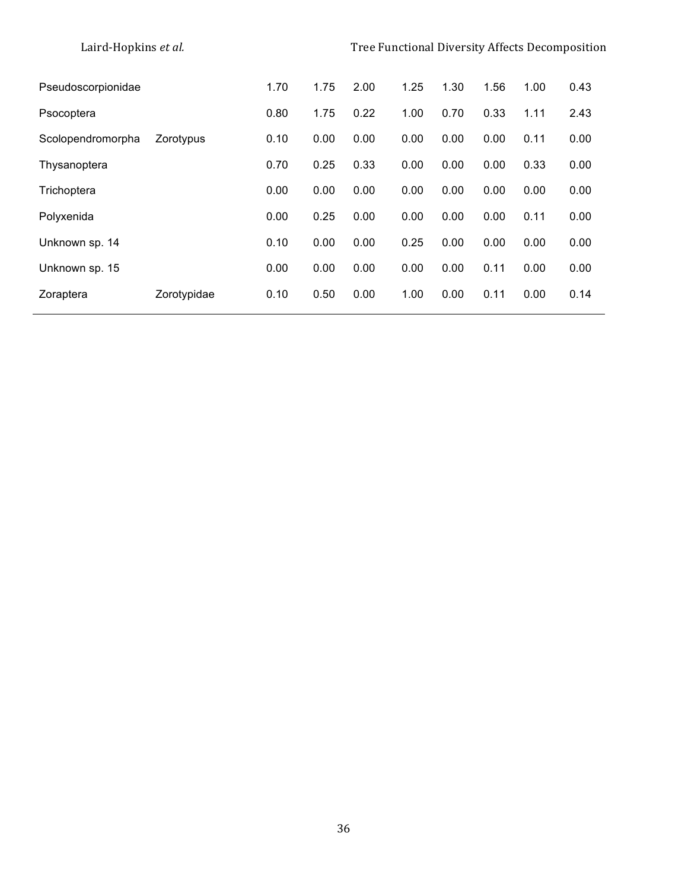| | | | | | | | | | |
|---|---|---|---|---|---|---|---|---|---|
| Pseudoscorpionidae | | 1.70 | 1.75 | 2.00 | 1.25 | 1.30 | 1.56 | 1.00 | 0.43 |
| Psocoptera | | 0.80 | 1.75 | 0.22 | 1.00 | 0.70 | 0.33 | 1.11 | 2.43 |
| Scolopendromorpha | Zorotypus | 0.10 | 0.00 | 0.00 | 0.00 | 0.00 | 0.00 | 0.11 | 0.00 |
| Thysanoptera | | 0.70 | 0.25 | 0.33 | 0.00 | 0.00 | 0.00 | 0.33 | 0.00 |
| Trichoptera | | 0.00 | 0.00 | 0.00 | 0.00 | 0.00 | 0.00 | 0.00 | 0.00 |
| Polyxenida | | 0.00 | 0.25 | 0.00 | 0.00 | 0.00 | 0.00 | 0.11 | 0.00 |
| Unknown sp. 14 | | 0.10 | 0.00 | 0.00 | 0.25 | 0.00 | 0.00 | 0.00 | 0.00 |
| Unknown sp. 15 | | 0.00 | 0.00 | 0.00 | 0.00 | 0.00 | 0.11 | 0.00 | 0.00 |
| Zoraptera | Zorotypidae | 0.10 | 0.50 | 0.00 | 1.00 | 0.00 | 0.11 | 0.00 | 0.14 |